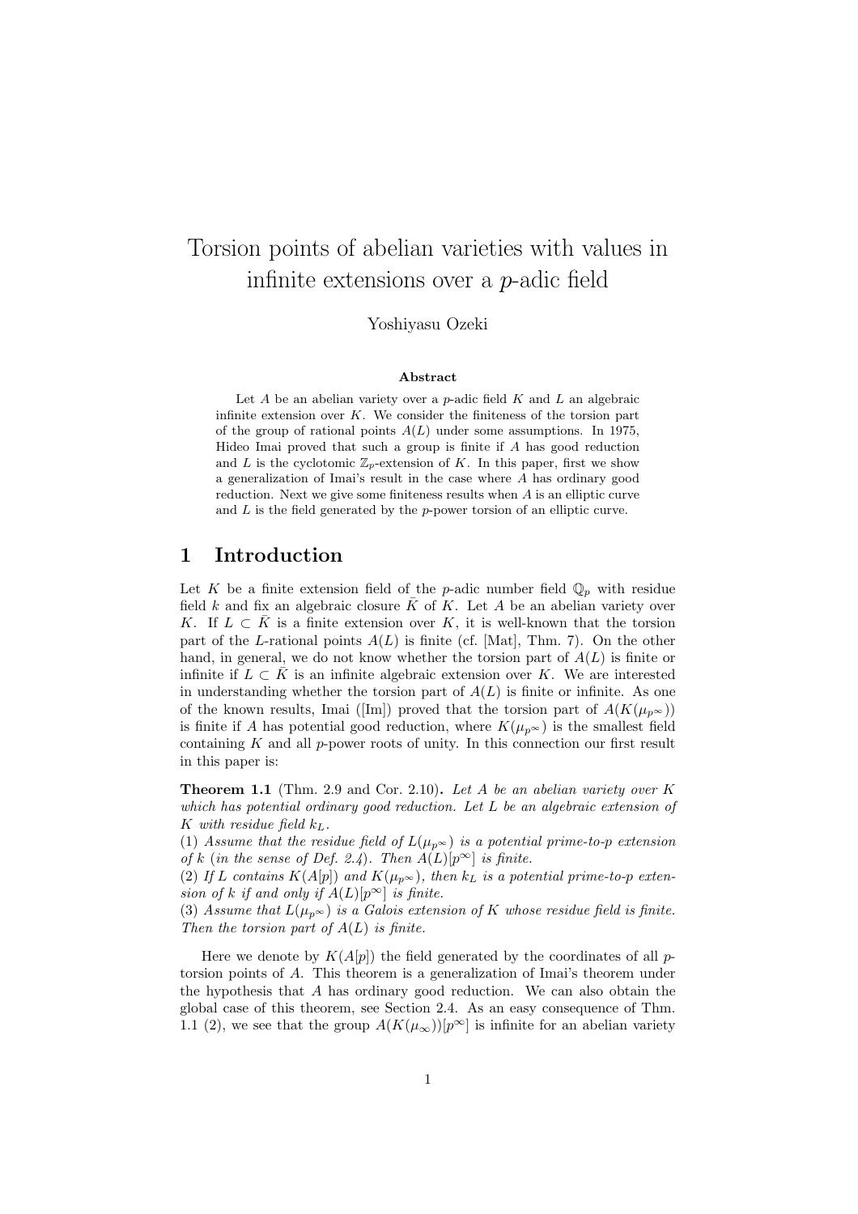# Torsion points of abelian varieties with values in infinite extensions over a $p$-adic field

Yoshiyasu Ozeki

**Abstract**

Let $A$ be an abelian variety over a $p$-adic field $K$ and $L$ an algebraic infinite extension over $K$. We consider the finiteness of the torsion part of the group of rational points $A(L)$ under some assumptions. In 1975, Hideo Imai proved that such a group is finite if $A$ has good reduction and $L$ is the cyclotomic $\mathbb{Z}_p$-extension of $K$. In this paper, first we show a generalization of Imai's result in the case where $A$ has ordinary good reduction. Next we give some finiteness results when $A$ is an elliptic curve and $L$ is the field generated by the $p$-power torsion of an elliptic curve.

## 1 Introduction

Let $K$ be a finite extension field of the $p$-adic number field $\mathbb{Q}_p$ with residue field $k$ and fix an algebraic closure $\bar{K}$ of $K$. Let $A$ be an abelian variety over $K$. If $L \subset \bar{K}$ is a finite extension over $K$, it is well-known that the torsion part of the $L$-rational points $A(L)$ is finite (cf. [Mat], Thm. 7). On the other hand, in general, we do not know whether the torsion part of $A(L)$ is finite or infinite if $L \subset \bar{K}$ is an infinite algebraic extension over $K$. We are interested in understanding whether the torsion part of $A(L)$ is finite or infinite. As one of the known results, Imai ([Im]) proved that the torsion part of $A(K(\mu_{p^\infty}))$ is finite if $A$ has potential good reduction, where $K(\mu_{p^\infty})$ is the smallest field containing $K$ and all $p$-power roots of unity. In this connection our first result in this paper is:

**Theorem 1.1** (Thm. 2.9 and Cor. 2.10)**.** *Let $A$ be an abelian variety over $K$ which has potential ordinary good reduction. Let $L$ be an algebraic extension of $K$ with residue field $k_L$.*
*(1) Assume that the residue field of $L(\mu_{p^\infty})$ is a potential prime-to-p extension of $k$ (in the sense of Def. 2.4). Then $A(L)[p^\infty]$ is finite.*
*(2) If $L$ contains $K(A[p])$ and $K(\mu_{p^\infty})$, then $k_L$ is a potential prime-to-p extension of $k$ if and only if $A(L)[p^\infty]$ is finite.*
*(3) Assume that $L(\mu_{p^\infty})$ is a Galois extension of $K$ whose residue field is finite. Then the torsion part of $A(L)$ is finite.*

Here we denote by $K(A[p])$ the field generated by the coordinates of all $p$-torsion points of $A$. This theorem is a generalization of Imai's theorem under the hypothesis that $A$ has ordinary good reduction. We can also obtain the global case of this theorem, see Section 2.4. As an easy consequence of Thm. 1.1 (2), we see that the group $A(K(\mu_\infty))[p^\infty]$ is infinite for an abelian variety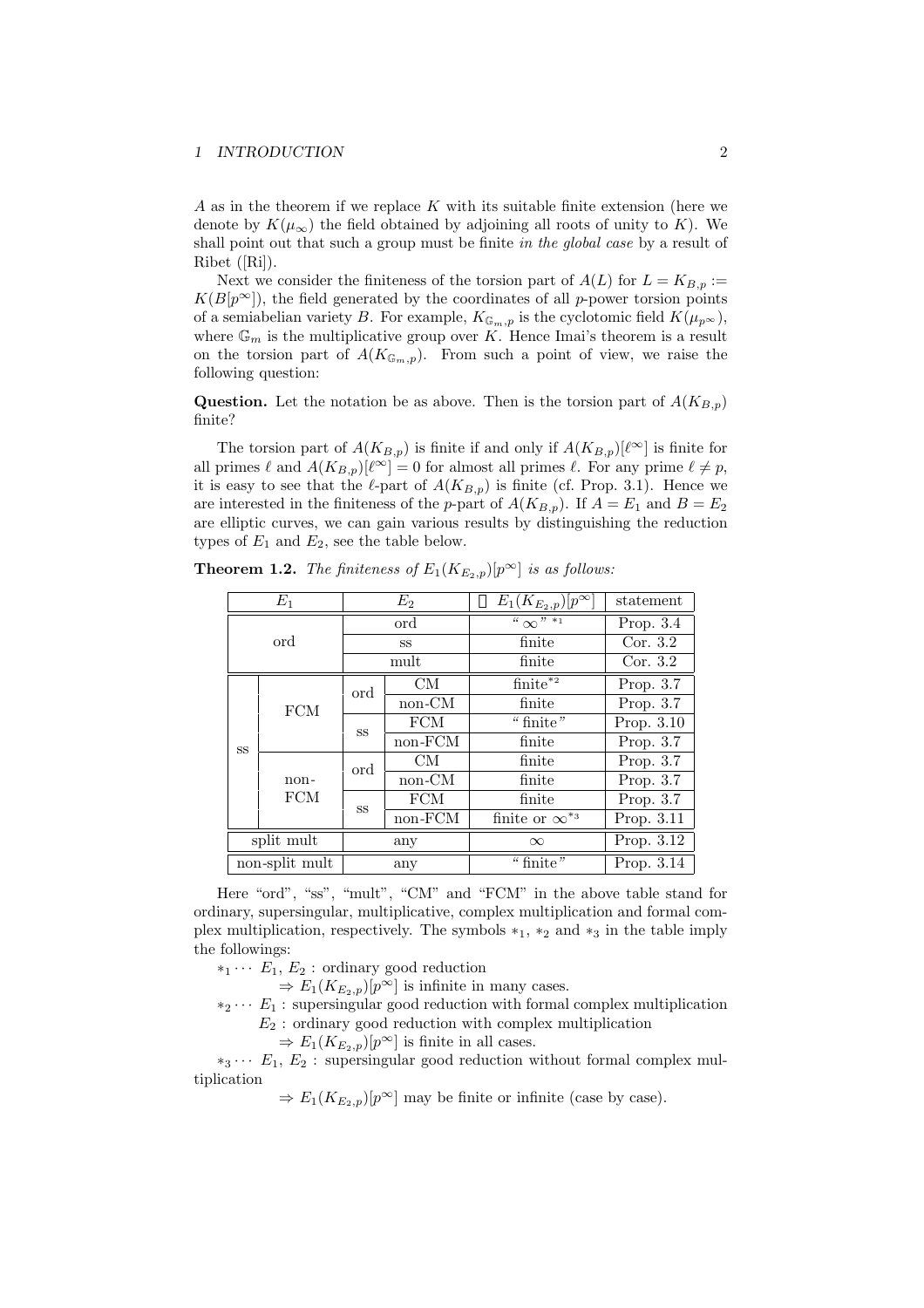$A$ as in the theorem if we replace $K$ with its suitable finite extension (here we denote by $K(\mu_\infty)$ the field obtained by adjoining all roots of unity to $K$). We shall point out that such a group must be finite *in the global case* by a result of Ribet ([Ri]).

Next we consider the finiteness of the torsion part of $A(L)$ for $L = K_{B,p} := K(B[p^\infty])$, the field generated by the coordinates of all $p$-power torsion points of a semiabelian variety $B$. For example, $K_{\mathbb{G}_m,p}$ is the cyclotomic field $K(\mu_{p^\infty})$, where $\mathbb{G}_m$ is the multiplicative group over $K$. Hence Imai's theorem is a result on the torsion part of $A(K_{\mathbb{G}_m,p})$. From such a point of view, we raise the following question:

**Question.** Let the notation be as above. Then is the torsion part of $A(K_{B,p})$ finite?

The torsion part of $A(K_{B,p})$ is finite if and only if $A(K_{B,p})[\ell^\infty]$ is finite for all primes $\ell$ and $A(K_{B,p})[\ell^\infty] = 0$ for almost all primes $\ell$. For any prime $\ell \neq p$, it is easy to see that the $\ell$-part of $A(K_{B,p})$ is finite (cf. Prop. 3.1). Hence we are interested in the finiteness of the $p$-part of $A(K_{B,p})$. If $A = E_1$ and $B = E_2$ are elliptic curves, we can gain various results by distinguishing the reduction types of $E_1$ and $E_2$, see the table below.

**Theorem 1.2.** *The finiteness of $E_1(K_{E_2,p})[p^\infty]$ is as follows:*

| $E_1$ | | $E_2$ | | $\sharp E_1(K_{E_2,p})[p^\infty]$ | statement |
|---|---|---|---|---|---|
| ord | | ord | | "$\infty$"$^{*_1}$ | Prop. 3.4 |
| | | ss | | finite | Cor. 3.2 |
| | | mult | | finite | Cor. 3.2 |
| ss | FCM | ord | CM | finite$^{*_2}$ | Prop. 3.7 |
| | | | non-CM | finite | Prop. 3.7 |
| | | ss | FCM | "finite" | Prop. 3.10 |
| | | | non-FCM | finite | Prop. 3.7 |
| | non-FCM | ord | CM | finite | Prop. 3.7 |
| | | | non-CM | finite | Prop. 3.7 |
| | | ss | FCM | finite | Prop. 3.7 |
| | | | non-FCM | finite or $\infty^{*_3}$ | Prop. 3.11 |
| split mult | | any | | $\infty$ | Prop. 3.12 |
| non-split mult | | any | | "finite" | Prop. 3.14 |

Here "ord", "ss", "mult", "CM" and "FCM" in the above table stand for ordinary, supersingular, multiplicative, complex multiplication and formal complex multiplication, respectively. The symbols $*_1$, $*_2$ and $*_3$ in the table imply the followings:

$*_1 \cdots$ $E_1$, $E_2$ : ordinary good reduction

$\Rightarrow E_1(K_{E_2,p})[p^\infty]$ is infinite in many cases.

$*_2 \cdots$ $E_1$ : supersingular good reduction with formal complex multiplication

$E_2$ : ordinary good reduction with complex multiplication

$\Rightarrow E_1(K_{E_2,p})[p^\infty]$ is finite in all cases.

$*_3 \cdots$ $E_1$, $E_2$ : supersingular good reduction without formal complex multiplication

$\Rightarrow E_1(K_{E_2,p})[p^\infty]$ may be finite or infinite (case by case).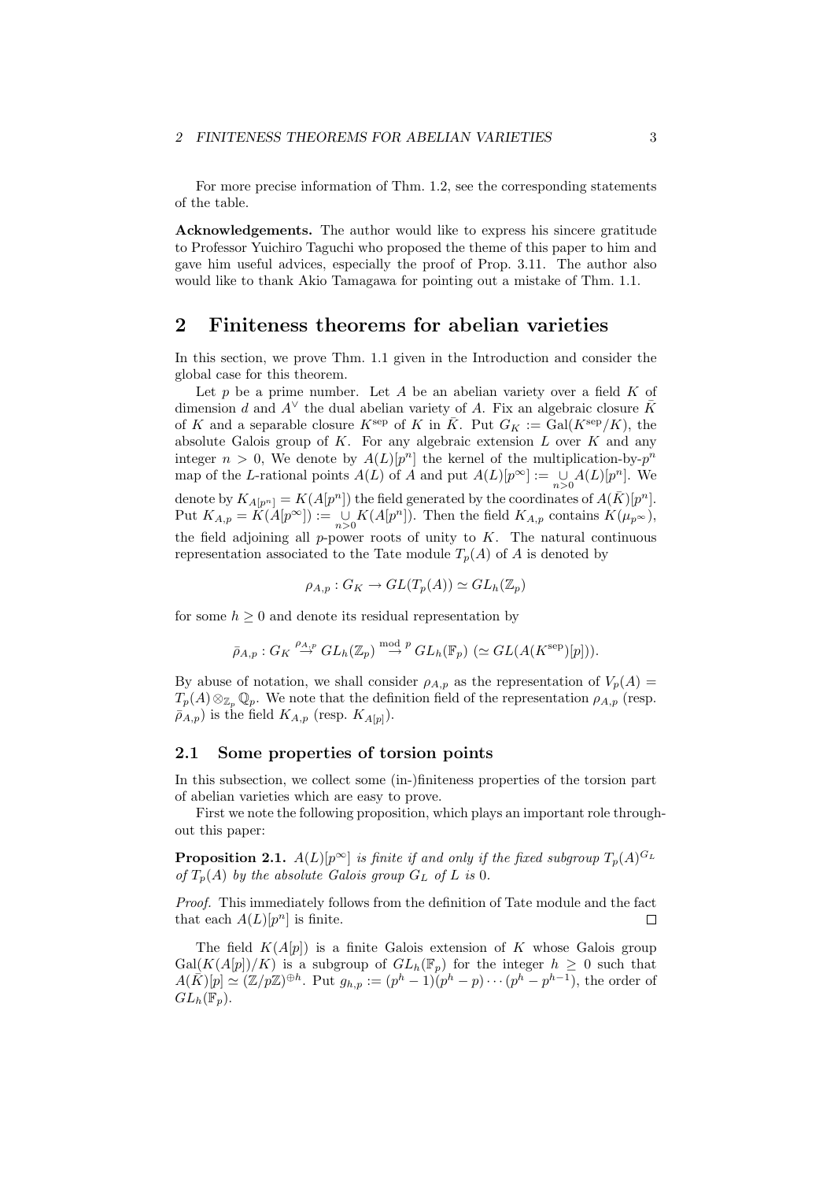For more precise information of Thm. 1.2, see the corresponding statements of the table.

**Acknowledgements.** The author would like to express his sincere gratitude to Professor Yuichiro Taguchi who proposed the theme of this paper to him and gave him useful advices, especially the proof of Prop. 3.11. The author also would like to thank Akio Tamagawa for pointing out a mistake of Thm. 1.1.

# 2 Finiteness theorems for abelian varieties

In this section, we prove Thm. 1.1 given in the Introduction and consider the global case for this theorem.

Let $p$ be a prime number. Let $A$ be an abelian variety over a field $K$ of dimension $d$ and $A^\vee$ the dual abelian variety of $A$. Fix an algebraic closure $\bar{K}$ of $K$ and a separable closure $K^{\mathrm{sep}}$ of $K$ in $\bar{K}$. Put $G_K := \mathrm{Gal}(K^{\mathrm{sep}}/K)$, the absolute Galois group of $K$. For any algebraic extension $L$ over $K$ and any integer $n > 0$, We denote by $A(L)[p^n]$ the kernel of the multiplication-by-$p^n$ map of the $L$-rational points $A(L)$ of $A$ and put $A(L)[p^\infty] := \underset{n>0}{\cup} A(L)[p^n]$. We denote by $K_{A[p^n]} = K(A[p^n])$ the field generated by the coordinates of $A(\bar{K})[p^n]$. Put $K_{A,p} = K(A[p^\infty]) := \underset{n>0}{\cup} K(A[p^n])$. Then the field $K_{A,p}$ contains $K(\mu_{p^\infty})$, the field adjoining all $p$-power roots of unity to $K$. The natural continuous representation associated to the Tate module $T_p(A)$ of $A$ is denoted by

$$\rho_{A,p} : G_K \to GL(T_p(A)) \simeq GL_h(\mathbb{Z}_p)$$

for some $h \geq 0$ and denote its residual representation by

$$\bar{\rho}_{A,p} : G_K \overset{\rho_{A,p}}{\to} GL_h(\mathbb{Z}_p) \overset{\bmod p}{\to} GL_h(\mathbb{F}_p) \ (\simeq GL(A(K^{\mathrm{sep}})[p])).$$

By abuse of notation, we shall consider $\rho_{A,p}$ as the representation of $V_p(A) = T_p(A) \otimes_{\mathbb{Z}_p} \mathbb{Q}_p$. We note that the definition field of the representation $\rho_{A,p}$ (resp. $\bar{\rho}_{A,p}$) is the field $K_{A,p}$ (resp. $K_{A[p]}$).

## 2.1 Some properties of torsion points

In this subsection, we collect some (in-)finiteness properties of the torsion part of abelian varieties which are easy to prove.

First we note the following proposition, which plays an important role throughout this paper:

**Proposition 2.1.** *$A(L)[p^\infty]$ is finite if and only if the fixed subgroup $T_p(A)^{G_L}$ of $T_p(A)$ by the absolute Galois group $G_L$ of $L$ is 0.*

*Proof.* This immediately follows from the definition of Tate module and the fact that each $A(L)[p^n]$ is finite. □

The field $K(A[p])$ is a finite Galois extension of $K$ whose Galois group $\mathrm{Gal}(K(A[p])/K)$ is a subgroup of $GL_h(\mathbb{F}_p)$ for the integer $h \geq 0$ such that $A(\bar{K})[p] \simeq (\mathbb{Z}/p\mathbb{Z})^{\oplus h}$. Put $g_{h,p} := (p^h - 1)(p^h - p) \cdots (p^h - p^{h-1})$, the order of $GL_h(\mathbb{F}_p)$.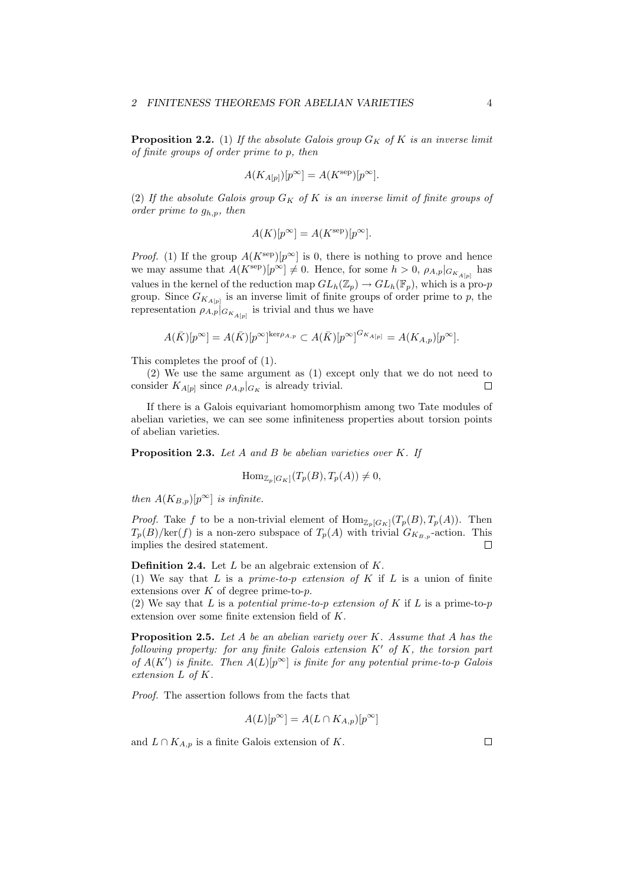**Proposition 2.2.** (1) *If the absolute Galois group $G_K$ of $K$ is an inverse limit of finite groups of order prime to $p$, then*

$$A(K_{A[p]})[p^\infty] = A(K^{\mathrm{sep}})[p^\infty].$$

(2) *If the absolute Galois group $G_K$ of $K$ is an inverse limit of finite groups of order prime to $g_{h,p}$, then*

$$A(K)[p^\infty] = A(K^{\mathrm{sep}})[p^\infty].$$

*Proof.* (1) If the group $A(K^{\mathrm{sep}})[p^\infty]$ is 0, there is nothing to prove and hence we may assume that $A(K^{\mathrm{sep}})[p^\infty] \neq 0$. Hence, for some $h > 0$, $\rho_{A,p}|_{G_{K_{A[p]}}}$ has values in the kernel of the reduction map $GL_h(\mathbb{Z}_p) \to GL_h(\mathbb{F}_p)$, which is a pro-$p$ group. Since $G_{K_{A[p]}}$ is an inverse limit of finite groups of order prime to $p$, the representation $\rho_{A,p}|_{G_{K_{A[p]}}}$ is trivial and thus we have

$$A(\bar{K})[p^\infty] = A(\bar{K})[p^\infty]^{\ker \rho_{A,p}} \subset A(\bar{K})[p^\infty]^{G_{K_{A[p]}}} = A(K_{A,p})[p^\infty].$$

This completes the proof of (1).

(2) We use the same argument as (1) except only that we do not need to consider $K_{A[p]}$ since $\rho_{A,p}|_{G_K}$ is already trivial. $\square$

If there is a Galois equivariant homomorphism among two Tate modules of abelian varieties, we can see some infiniteness properties about torsion points of abelian varieties.

**Proposition 2.3.** *Let $A$ and $B$ be abelian varieties over $K$. If*

$$\mathrm{Hom}_{\mathbb{Z}_p[G_K]}(T_p(B), T_p(A)) \neq 0,$$

*then $A(K_{B,p})[p^\infty]$ is infinite.*

*Proof.* Take $f$ to be a non-trivial element of $\mathrm{Hom}_{\mathbb{Z}_p[G_K]}(T_p(B), T_p(A))$. Then $T_p(B)/\ker(f)$ is a non-zero subspace of $T_p(A)$ with trivial $G_{K_{B,p}}$-action. This implies the desired statement. $\square$

**Definition 2.4.** Let $L$ be an algebraic extension of $K$.
(1) We say that $L$ is a *prime-to-$p$ extension of* $K$ if $L$ is a union of finite extensions over $K$ of degree prime-to-$p$.
(2) We say that $L$ is a *potential prime-to-$p$ extension of* $K$ if $L$ is a prime-to-$p$ extension over some finite extension field of $K$.

**Proposition 2.5.** *Let $A$ be an abelian variety over $K$. Assume that $A$ has the following property: for any finite Galois extension $K'$ of $K$, the torsion part of $A(K')$ is finite. Then $A(L)[p^\infty]$ is finite for any potential prime-to-$p$ Galois extension $L$ of $K$.*

*Proof.* The assertion follows from the facts that

$$A(L)[p^\infty] = A(L \cap K_{A,p})[p^\infty]$$

and $L \cap K_{A,p}$ is a finite Galois extension of $K$. $\square$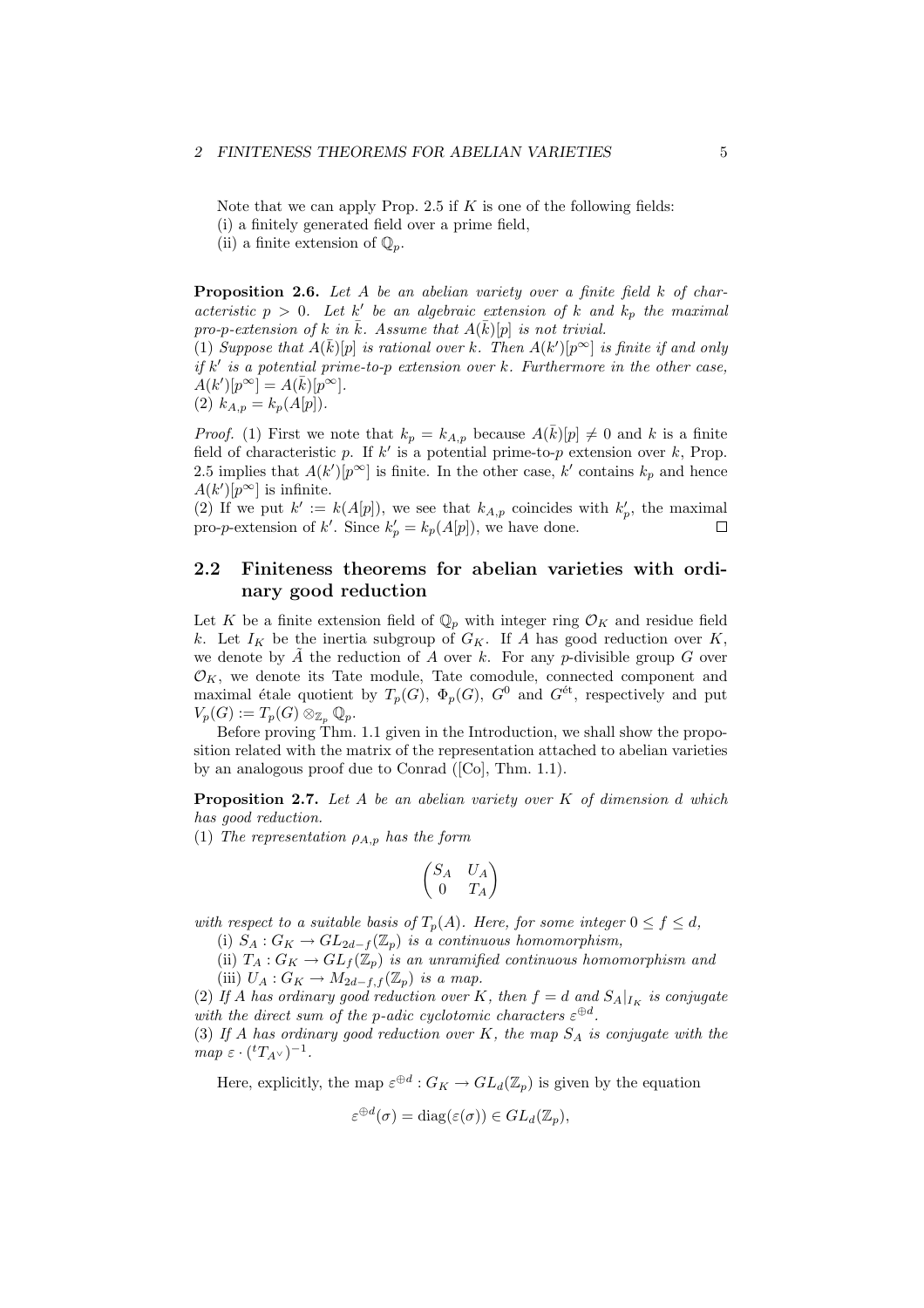Note that we can apply Prop. 2.5 if $K$ is one of the following fields:
(i) a finitely generated field over a prime field,
(ii) a finite extension of $\mathbb{Q}_p$.

**Proposition 2.6.** *Let $A$ be an abelian variety over a finite field $k$ of characteristic $p > 0$. Let $k'$ be an algebraic extension of $k$ and $k_p$ the maximal pro-$p$-extension of $k$ in $\bar{k}$. Assume that $A(\bar{k})[p]$ is not trivial.*
*(1) Suppose that $A(\bar{k})[p]$ is rational over $k$. Then $A(k')[p^\infty]$ is finite if and only if $k'$ is a potential prime-to-$p$ extension over $k$. Furthermore in the other case, $A(k')[p^\infty] = A(\bar{k})[p^\infty]$.*
*(2) $k_{A,p} = k_p(A[p])$.*

*Proof.* (1) First we note that $k_p = k_{A,p}$ because $A(\bar{k})[p] \neq 0$ and $k$ is a finite field of characteristic $p$. If $k'$ is a potential prime-to-$p$ extension over $k$, Prop. 2.5 implies that $A(k')[p^\infty]$ is finite. In the other case, $k'$ contains $k_p$ and hence $A(k')[p^\infty]$ is infinite.
(2) If we put $k' := k(A[p])$, we see that $k_{A,p}$ coincides with $k'_p$, the maximal pro-$p$-extension of $k'$. Since $k'_p = k_p(A[p])$, we have done. $\square$

## 2.2 Finiteness theorems for abelian varieties with ordinary good reduction

Let $K$ be a finite extension field of $\mathbb{Q}_p$ with integer ring $\mathcal{O}_K$ and residue field $k$. Let $I_K$ be the inertia subgroup of $G_K$. If $A$ has good reduction over $K$, we denote by $\tilde{A}$ the reduction of $A$ over $k$. For any $p$-divisible group $G$ over $\mathcal{O}_K$, we denote its Tate module, Tate comodule, connected component and maximal étale quotient by $T_p(G)$, $\Phi_p(G)$, $G^0$ and $G^{\text{ét}}$, respectively and put $V_p(G) := T_p(G) \otimes_{\mathbb{Z}_p} \mathbb{Q}_p$.

Before proving Thm. 1.1 given in the Introduction, we shall show the proposition related with the matrix of the representation attached to abelian varieties by an analogous proof due to Conrad ([Co], Thm. 1.1).

**Proposition 2.7.** *Let $A$ be an abelian variety over $K$ of dimension $d$ which has good reduction.*
*(1) The representation $\rho_{A,p}$ has the form*

$$\begin{pmatrix} S_A & U_A \\ 0 & T_A \end{pmatrix}$$

*with respect to a suitable basis of $T_p(A)$. Here, for some integer $0 \leq f \leq d$,*
*(i) $S_A : G_K \to GL_{2d-f}(\mathbb{Z}_p)$ is a continuous homomorphism,*
*(ii) $T_A : G_K \to GL_f(\mathbb{Z}_p)$ is an unramified continuous homomorphism and*
*(iii) $U_A : G_K \to M_{2d-f,f}(\mathbb{Z}_p)$ is a map.*
*(2) If $A$ has ordinary good reduction over $K$, then $f = d$ and $S_A|_{I_K}$ is conjugate with the direct sum of the $p$-adic cyclotomic characters $\varepsilon^{\oplus d}$.*
*(3) If $A$ has ordinary good reduction over $K$, the map $S_A$ is conjugate with the map $\varepsilon \cdot ({}^tT_{A^\vee})^{-1}$.*

Here, explicitly, the map $\varepsilon^{\oplus d} : G_K \to GL_d(\mathbb{Z}_p)$ is given by the equation

$$\varepsilon^{\oplus d}(\sigma) = \operatorname{diag}(\varepsilon(\sigma)) \in GL_d(\mathbb{Z}_p),$$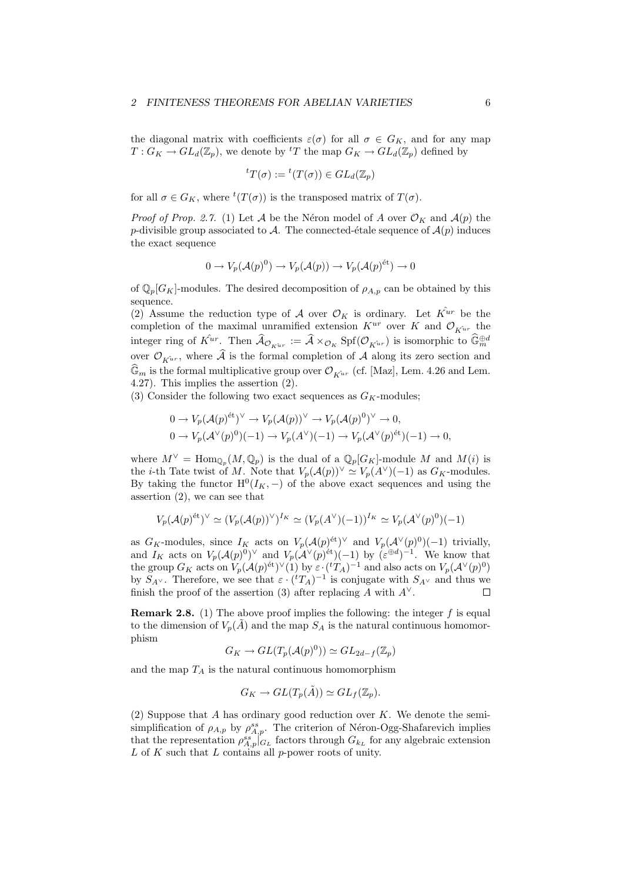the diagonal matrix with coefficients $\varepsilon(\sigma)$ for all $\sigma \in G_K$, and for any map $T : G_K \to GL_d(\mathbb{Z}_p)$, we denote by ${}^tT$ the map $G_K \to GL_d(\mathbb{Z}_p)$ defined by

$${}^tT(\sigma) := {}^t(T(\sigma)) \in GL_d(\mathbb{Z}_p)$$

for all $\sigma \in G_K$, where ${}^t(T(\sigma))$ is the transposed matrix of $T(\sigma)$.

*Proof of Prop. 2.7.* (1) Let $\mathcal{A}$ be the Néron model of $A$ over $\mathcal{O}_K$ and $\mathcal{A}(p)$ the $p$-divisible group associated to $\mathcal{A}$. The connected-étale sequence of $\mathcal{A}(p)$ induces the exact sequence

$$0 \to V_p(\mathcal{A}(p)^0) \to V_p(\mathcal{A}(p)) \to V_p(\mathcal{A}(p)^{\text{ét}}) \to 0$$

of $\mathbb{Q}_p[G_K]$-modules. The desired decomposition of $\rho_{A,p}$ can be obtained by this sequence.
(2) Assume the reduction type of $\mathcal{A}$ over $\mathcal{O}_K$ is ordinary. Let $\hat{K^{ur}}$ be the completion of the maximal unramified extension $K^{ur}$ over $K$ and $\mathcal{O}_{\hat{K^{ur}}}$ the integer ring of $\hat{K^{ur}}$. Then $\widehat{\mathcal{A}}_{\mathcal{O}_{\hat{K^{ur}}}} := \widehat{\mathcal{A}} \times_{\mathcal{O}_K} \mathrm{Spf}(\mathcal{O}_{\hat{K^{ur}}})$ is isomorphic to $\widehat{\mathbb{G}}_m^{\oplus d}$ over $\mathcal{O}_{\hat{K^{ur}}}$, where $\widehat{\mathcal{A}}$ is the formal completion of $\mathcal{A}$ along its zero section and $\widehat{\mathbb{G}}_m$ is the formal multiplicative group over $\mathcal{O}_{\hat{K^{ur}}}$ (cf. [Maz], Lem. 4.26 and Lem. 4.27). This implies the assertion (2).
(3) Consider the following two exact sequences as $G_K$-modules;

$$\begin{aligned}
&0 \to V_p(\mathcal{A}(p)^{\text{ét}})^\vee \to V_p(\mathcal{A}(p))^\vee \to V_p(\mathcal{A}(p)^0)^\vee \to 0,\\
&0 \to V_p(\mathcal{A}^\vee(p)^0)(-1) \to V_p(A^\vee)(-1) \to V_p(\mathcal{A}^\vee(p)^{\text{ét}})(-1) \to 0,
\end{aligned}$$

where $M^\vee = \mathrm{Hom}_{\mathbb{Q}_p}(M, \mathbb{Q}_p)$ is the dual of a $\mathbb{Q}_p[G_K]$-module $M$ and $M(i)$ is the $i$-th Tate twist of $M$. Note that $V_p(\mathcal{A}(p))^\vee \simeq V_p(A^\vee)(-1)$ as $G_K$-modules. By taking the functor $\mathrm{H}^0(I_K, -)$ of the above exact sequences and using the assertion (2), we can see that

$$V_p(\mathcal{A}(p)^{\text{ét}})^\vee \simeq (V_p(\mathcal{A}(p))^\vee)^{I_K} \simeq (V_p(A^\vee)(-1))^{I_K} \simeq V_p(\mathcal{A}^\vee(p)^0)(-1)$$

as $G_K$-modules, since $I_K$ acts on $V_p(\mathcal{A}(p)^{\text{ét}})^\vee$ and $V_p(\mathcal{A}^\vee(p)^0)(-1)$ trivially, and $I_K$ acts on $V_p(\mathcal{A}(p)^0)^\vee$ and $V_p(\mathcal{A}^\vee(p)^{\text{ét}})(-1)$ by $(\varepsilon^{\oplus d})^{-1}$. We know that the group $G_K$ acts on $V_p(\mathcal{A}(p)^{\text{ét}})^\vee(1)$ by $\varepsilon \cdot ({}^tT_A)^{-1}$ and also acts on $V_p(\mathcal{A}^\vee(p)^0)$ by $S_{A^\vee}$. Therefore, we see that $\varepsilon \cdot ({}^tT_A)^{-1}$ is conjugate with $S_{A^\vee}$ and thus we finish the proof of the assertion (3) after replacing $A$ with $A^\vee$. $\square$

**Remark 2.8.** (1) The above proof implies the following: the integer $f$ is equal to the dimension of $V_p(\tilde{A})$ and the map $S_A$ is the natural continuous homomorphism

$$G_K \to GL(T_p(\mathcal{A}(p)^0)) \simeq GL_{2d-f}(\mathbb{Z}_p)$$

and the map $T_A$ is the natural continuous homomorphism

$$G_K \to GL(T_p(\tilde{A})) \simeq GL_f(\mathbb{Z}_p).$$

(2) Suppose that $A$ has ordinary good reduction over $K$. We denote the semi-simplification of $\rho_{A,p}$ by $\rho_{A,p}^{ss}$. The criterion of Néron-Ogg-Shafarevich implies that the representation $\rho_{A,p}^{ss}|_{G_L}$ factors through $G_{k_L}$ for any algebraic extension $L$ of $K$ such that $L$ contains all $p$-power roots of unity.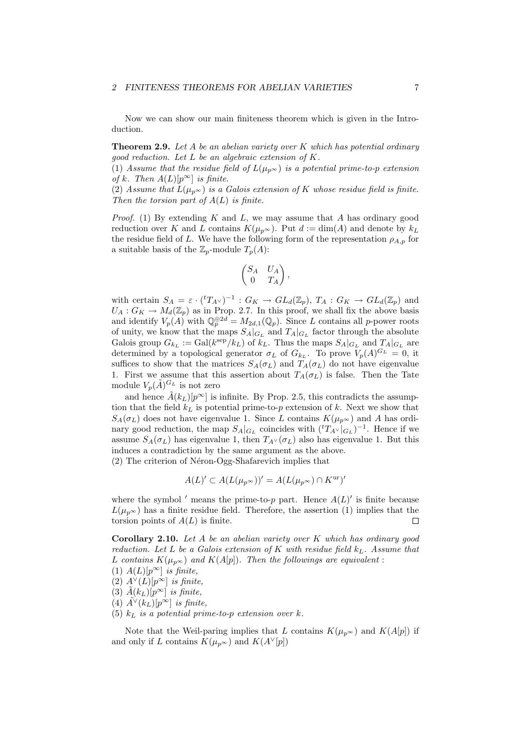Now we can show our main finiteness theorem which is given in the Introduction.

**Theorem 2.9.** *Let $A$ be an abelian variety over $K$ which has potential ordinary good reduction. Let $L$ be an algebraic extension of $K$.*
*(1) Assume that the residue field of $L(\mu_{p^\infty})$ is a potential prime-to-$p$ extension of $k$. Then $A(L)[p^\infty]$ is finite.*
*(2) Assume that $L(\mu_{p^\infty})$ is a Galois extension of $K$ whose residue field is finite. Then the torsion part of $A(L)$ is finite.*

*Proof.* (1) By extending $K$ and $L$, we may assume that $A$ has ordinary good reduction over $K$ and $L$ contains $K(\mu_{p^\infty})$. Put $d := \dim(A)$ and denote by $k_L$ the residue field of $L$. We have the following form of the representation $\rho_{A,p}$ for a suitable basis of the $\mathbb{Z}_p$-module $T_p(A)$:

$$\begin{pmatrix} S_A & U_A \\ 0 & T_A \end{pmatrix},$$

with certain $S_A = \varepsilon \cdot ({}^tT_{A^\vee})^{-1} : G_K \to GL_d(\mathbb{Z}_p)$, $T_A : G_K \to GL_d(\mathbb{Z}_p)$ and $U_A : G_K \to M_d(\mathbb{Z}_p)$ as in Prop. 2.7. In this proof, we shall fix the above basis and identify $V_p(A)$ with $\mathbb{Q}_p^{\oplus 2d} = M_{2d,1}(\mathbb{Q}_p)$. Since $L$ contains all $p$-power roots of unity, we know that the maps $S_A|_{G_L}$ and $T_A|_{G_L}$ factor through the absolute Galois group $G_{k_L} := \mathrm{Gal}(k^{\mathrm{sep}}/k_L)$ of $k_L$. Thus the maps $S_A|_{G_L}$ and $T_A|_{G_L}$ are determined by a topological generator $\sigma_L$ of $G_{k_L}$. To prove $V_p(A)^{G_L} = 0$, it suffices to show that the matrices $S_A(\sigma_L)$ and $T_A(\sigma_L)$ do not have eigenvalue 1. First we assume that this assertion about $T_A(\sigma_L)$ is false. Then the Tate module $V_p(\tilde{A})^{G_L}$ is not zero

and hence $\tilde{A}(k_L)[p^\infty]$ is infinite. By Prop. 2.5, this contradicts the assumption that the field $k_L$ is potential prime-to-$p$ extension of $k$. Next we show that $S_A(\sigma_L)$ does not have eigenvalue 1. Since $L$ contains $K(\mu_{p^\infty})$ and $A$ has ordinary good reduction, the map $S_A|_{G_L}$ coincides with $({}^tT_{A^\vee}|_{G_L})^{-1}$. Hence if we assume $S_A(\sigma_L)$ has eigenvalue 1, then $T_{A^\vee}(\sigma_L)$ also has eigenvalue 1. But this induces a contradiction by the same argument as the above.
(2) The criterion of Néron-Ogg-Shafarevich implies that

$$A(L)' \subset A(L(\mu_{p^\infty}))' = A(L(\mu_{p^\infty}) \cap K^{\mathrm{ur}})'$$

where the symbol $'$ means the prime-to-$p$ part. Hence $A(L)'$ is finite because $L(\mu_{p^\infty})$ has a finite residue field. Therefore, the assertion (1) implies that the torsion points of $A(L)$ is finite. □

**Corollary 2.10.** *Let $A$ be an abelian variety over $K$ which has ordinary good reduction. Let $L$ be a Galois extension of $K$ with residue field $k_L$. Assume that $L$ contains $K(\mu_{p^\infty})$ and $K(A[p])$. Then the followings are equivalent :*
*(1) $A(L)[p^\infty]$ is finite,*
*(2) $A^\vee(L)[p^\infty]$ is finite,*
*(3) $\tilde{A}(k_L)[p^\infty]$ is finite,*
*(4) $\tilde{A^\vee}(k_L)[p^\infty]$ is finite,*
*(5) $k_L$ is a potential prime-to-$p$ extension over $k$.*

Note that the Weil-paring implies that $L$ contains $K(\mu_{p^\infty})$ and $K(A[p])$ if and only if $L$ contains $K(\mu_{p^\infty})$ and $K(A^\vee[p])$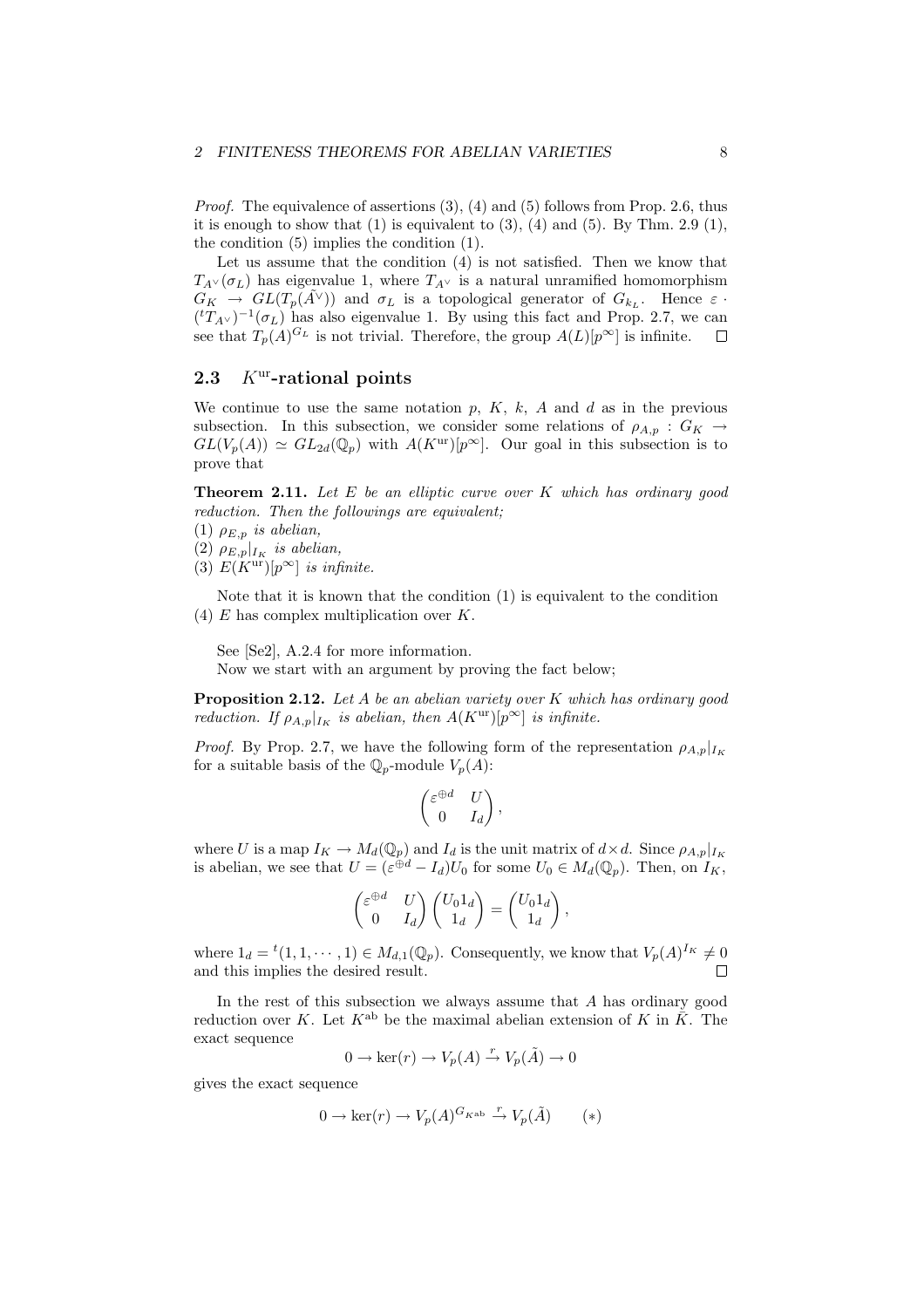*Proof.* The equivalence of assertions (3), (4) and (5) follows from Prop. 2.6, thus it is enough to show that (1) is equivalent to (3), (4) and (5). By Thm. 2.9 (1), the condition (5) implies the condition (1).

Let us assume that the condition (4) is not satisfied. Then we know that $T_{A^\vee}(\sigma_L)$ has eigenvalue 1, where $T_{A^\vee}$ is a natural unramified homomorphism $G_K \to GL(T_p(\tilde{A^\vee}))$ and $\sigma_L$ is a topological generator of $G_{k_L}$. Hence $\varepsilon \cdot ({}^tT_{A^\vee})^{-1}(\sigma_L)$ has also eigenvalue 1. By using this fact and Prop. 2.7, we can see that $T_p(A)^{G_L}$ is not trivial. Therefore, the group $A(L)[p^\infty]$ is infinite. $\square$

### 2.3 $K^{\mathrm{ur}}$-rational points

We continue to use the same notation $p$, $K$, $k$, $A$ and $d$ as in the previous subsection. In this subsection, we consider some relations of $\rho_{A,p} : G_K \to GL(V_p(A)) \simeq GL_{2d}(\mathbb{Q}_p)$ with $A(K^{\mathrm{ur}})[p^\infty]$. Our goal in this subsection is to prove that

**Theorem 2.11.** *Let $E$ be an elliptic curve over $K$ which has ordinary good reduction. Then the followings are equivalent;*
*(1) $\rho_{E,p}$ is abelian,*
*(2) $\rho_{E,p}|_{I_K}$ is abelian,*
*(3) $E(K^{\mathrm{ur}})[p^\infty]$ is infinite.*

Note that it is known that the condition (1) is equivalent to the condition (4) $E$ has complex multiplication over $K$.

See [Se2], A.2.4 for more information.
Now we start with an argument by proving the fact below;

**Proposition 2.12.** *Let $A$ be an abelian variety over $K$ which has ordinary good reduction. If $\rho_{A,p}|_{I_K}$ is abelian, then $A(K^{\mathrm{ur}})[p^\infty]$ is infinite.*

*Proof.* By Prop. 2.7, we have the following form of the representation $\rho_{A,p}|_{I_K}$ for a suitable basis of the $\mathbb{Q}_p$-module $V_p(A)$:

$$\begin{pmatrix} \varepsilon^{\oplus d} & U \\ 0 & I_d \end{pmatrix},$$

where $U$ is a map $I_K \to M_d(\mathbb{Q}_p)$ and $I_d$ is the unit matrix of $d \times d$. Since $\rho_{A,p}|_{I_K}$ is abelian, we see that $U = (\varepsilon^{\oplus d} - I_d)U_0$ for some $U_0 \in M_d(\mathbb{Q}_p)$. Then, on $I_K$,

$$\begin{pmatrix} \varepsilon^{\oplus d} & U \\ 0 & I_d \end{pmatrix} \begin{pmatrix} U_0 1_d \\ 1_d \end{pmatrix} = \begin{pmatrix} U_0 1_d \\ 1_d \end{pmatrix},$$

where $1_d = {}^t(1, 1, \cdots, 1) \in M_{d,1}(\mathbb{Q}_p)$. Consequently, we know that $V_p(A)^{I_K} \neq 0$ and this implies the desired result. $\square$

In the rest of this subsection we always assume that $A$ has ordinary good reduction over $K$. Let $K^{\mathrm{ab}}$ be the maximal abelian extension of $K$ in $\bar{K}$. The exact sequence

$$0 \to \ker(r) \to V_p(A) \xrightarrow{r} V_p(\tilde{A}) \to 0$$

gives the exact sequence

$$0 \to \ker(r) \to V_p(A)^{G_{K^{\mathrm{ab}}}} \xrightarrow{r} V_p(\tilde{A}) \qquad (*)$$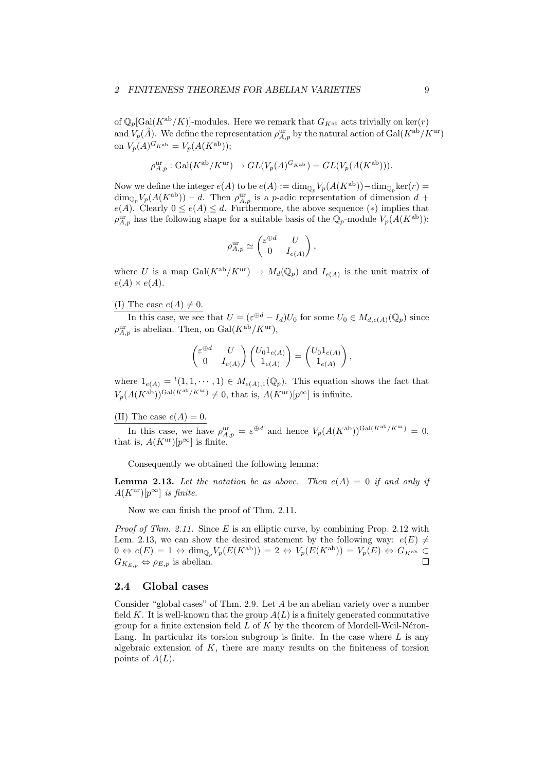of $\mathbb{Q}_p[\mathrm{Gal}(K^{\mathrm{ab}}/K)]$-modules. Here we remark that $G_{K^{\mathrm{ab}}}$ acts trivially on $\ker(r)$ and $V_p(\tilde{A})$. We define the representation $\rho^{\mathrm{ur}}_{A,p}$ by the natural action of $\mathrm{Gal}(K^{\mathrm{ab}}/K^{\mathrm{ur}})$ on $V_p(A)^{G_{K^{\mathrm{ab}}}} = V_p(A(K^{\mathrm{ab}}))$;

$$\rho^{\mathrm{ur}}_{A,p} : \mathrm{Gal}(K^{\mathrm{ab}}/K^{\mathrm{ur}}) \to GL(V_p(A)^{G_{K^{\mathrm{ab}}}}) = GL(V_p(A(K^{\mathrm{ab}}))).$$

Now we define the integer $e(A)$ to be $e(A) := \dim_{\mathbb{Q}_p} V_p(A(K^{\mathrm{ab}})) - \dim_{\mathbb{Q}_p} \ker(r) = \dim_{\mathbb{Q}_p} V_p(A(K^{\mathrm{ab}})) - d$. Then $\rho^{\mathrm{ur}}_{A,p}$ is a $p$-adic representation of dimension $d + e(A)$. Clearly $0 \leq e(A) \leq d$. Furthermore, the above sequence $(*)$ implies that $\rho^{\mathrm{ur}}_{A,p}$ has the following shape for a suitable basis of the $\mathbb{Q}_p$-module $V_p(A(K^{\mathrm{ab}}))$:

$$\rho^{\mathrm{ur}}_{A,p} \simeq \begin{pmatrix} \varepsilon^{\oplus d} & U \\ 0 & I_{e(A)} \end{pmatrix},$$

where $U$ is a map $\mathrm{Gal}(K^{\mathrm{ab}}/K^{\mathrm{ur}}) \to M_d(\mathbb{Q}_p)$ and $I_{e(A)}$ is the unit matrix of $e(A) \times e(A)$.

(I) The case $e(A) \neq 0$.

In this case, we see that $U = (\varepsilon^{\oplus d} - I_d)U_0$ for some $U_0 \in M_{d,e(A)}(\mathbb{Q}_p)$ since $\rho^{\mathrm{ur}}_{A,p}$ is abelian. Then, on $\mathrm{Gal}(K^{\mathrm{ab}}/K^{\mathrm{ur}})$,

$$\begin{pmatrix} \varepsilon^{\oplus d} & U \\ 0 & I_{e(A)} \end{pmatrix} \begin{pmatrix} U_0 1_{e(A)} \\ 1_{e(A)} \end{pmatrix} = \begin{pmatrix} U_0 1_{e(A)} \\ 1_{e(A)} \end{pmatrix},$$

where $1_{e(A)} = {}^t(1, 1, \cdots, 1) \in M_{e(A),1}(\mathbb{Q}_p)$. This equation shows the fact that $V_p(A(K^{\mathrm{ab}}))^{\mathrm{Gal}(K^{\mathrm{ab}}/K^{\mathrm{ur}})} \neq 0$, that is, $A(K^{\mathrm{ur}})[p^\infty]$ is infinite.

(II) The case $e(A) = 0$.

In this case, we have $\rho^{\mathrm{ur}}_{A,p} = \varepsilon^{\oplus d}$ and hence $V_p(A(K^{\mathrm{ab}}))^{\mathrm{Gal}(K^{\mathrm{ab}}/K^{\mathrm{ur}})} = 0$, that is, $A(K^{\mathrm{ur}})[p^\infty]$ is finite.

Consequently we obtained the following lemma:

**Lemma 2.13.** *Let the notation be as above. Then $e(A) = 0$ if and only if $A(K^{\mathrm{ur}})[p^\infty]$ is finite.*

Now we can finish the proof of Thm. 2.11.

*Proof of Thm. 2.11.* Since $E$ is an elliptic curve, by combining Prop. 2.12 with Lem. 2.13, we can show the desired statement by the following way: $e(E) \neq 0 \Leftrightarrow e(E) = 1 \Leftrightarrow \dim_{\mathbb{Q}_p} V_p(E(K^{\mathrm{ab}})) = 2 \Leftrightarrow V_p(E(K^{\mathrm{ab}})) = V_p(E) \Leftrightarrow G_{K^{\mathrm{ab}}} \subset G_{K_{E,p}} \Leftrightarrow \rho_{E,p}$ is abelian. □

## 2.4 Global cases

Consider "global cases" of Thm. 2.9. Let $A$ be an abelian variety over a number field $K$. It is well-known that the group $A(L)$ is a finitely generated commutative group for a finite extension field $L$ of $K$ by the theorem of Mordell-Weil-Néron-Lang. In particular its torsion subgroup is finite. In the case where $L$ is any algebraic extension of $K$, there are many results on the finiteness of torsion points of $A(L)$.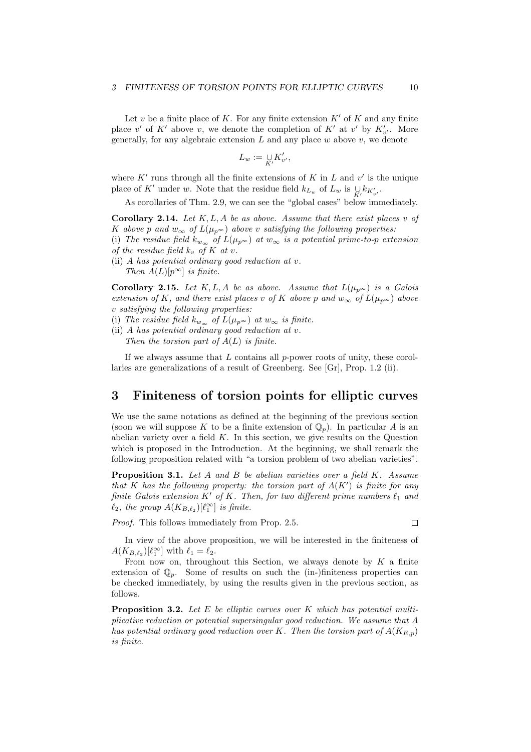Let $v$ be a finite place of $K$. For any finite extension $K'$ of $K$ and any finite place $v'$ of $K'$ above $v$, we denote the completion of $K'$ at $v'$ by $K'_{v'}$. More generally, for any algebraic extension $L$ and any place $w$ above $v$, we denote

$$L_w := \underset{K'}{\cup} K'_{v'},$$

where $K'$ runs through all the finite extensions of $K$ in $L$ and $v'$ is the unique place of $K'$ under $w$. Note that the residue field $k_{L_w}$ of $L_w$ is $\underset{K'}{\cup} k_{K'_{v'}}$.

As corollaries of Thm. 2.9, we can see the "global cases" below immediately.

**Corollary 2.14.** *Let $K, L, A$ be as above. Assume that there exist places $v$ of $K$ above $p$ and $w_\infty$ of $L(\mu_{p^\infty})$ above $v$ satisfying the following properties:*
*(i) The residue field $k_{w_\infty}$ of $L(\mu_{p^\infty})$ at $w_\infty$ is a potential prime-to-$p$ extension of the residue field $k_v$ of $K$ at $v$.*
*(ii) $A$ has potential ordinary good reduction at $v$.*
*Then $A(L)[p^\infty]$ is finite.*

**Corollary 2.15.** *Let $K, L, A$ be as above. Assume that $L(\mu_{p^\infty})$ is a Galois extension of $K$, and there exist places $v$ of $K$ above $p$ and $w_\infty$ of $L(\mu_{p^\infty})$ above $v$ satisfying the following properties:*
*(i) The residue field $k_{w_\infty}$ of $L(\mu_{p^\infty})$ at $w_\infty$ is finite.*
*(ii) $A$ has potential ordinary good reduction at $v$.*
*Then the torsion part of $A(L)$ is finite.*

If we always assume that $L$ contains all $p$-power roots of unity, these corollaries are generalizations of a result of Greenberg. See [Gr], Prop. 1.2 (ii).

# 3 Finiteness of torsion points for elliptic curves

We use the same notations as defined at the beginning of the previous section (soon we will suppose $K$ to be a finite extension of $\mathbb{Q}_p$). In particular $A$ is an abelian variety over a field $K$. In this section, we give results on the Question which is proposed in the Introduction. At the beginning, we shall remark the following proposition related with "a torsion problem of two abelian varieties".

**Proposition 3.1.** *Let $A$ and $B$ be abelian varieties over a field $K$. Assume that $K$ has the following property: the torsion part of $A(K')$ is finite for any finite Galois extension $K'$ of $K$. Then, for two different prime numbers $\ell_1$ and $\ell_2$, the group $A(K_{B,\ell_2})[\ell_1^\infty]$ is finite.*

*Proof.* This follows immediately from Prop. 2.5. $\square$

In view of the above proposition, we will be interested in the finiteness of $A(K_{B,\ell_2})[\ell_1^\infty]$ with $\ell_1 = \ell_2$.

From now on, throughout this Section, we always denote by $K$ a finite extension of $\mathbb{Q}_p$. Some of results on such the (in-)finiteness properties can be checked immediately, by using the results given in the previous section, as follows.

**Proposition 3.2.** *Let $E$ be elliptic curves over $K$ which has potential multiplicative reduction or potential supersingular good reduction. We assume that $A$ has potential ordinary good reduction over $K$. Then the torsion part of $A(K_{E,p})$ is finite.*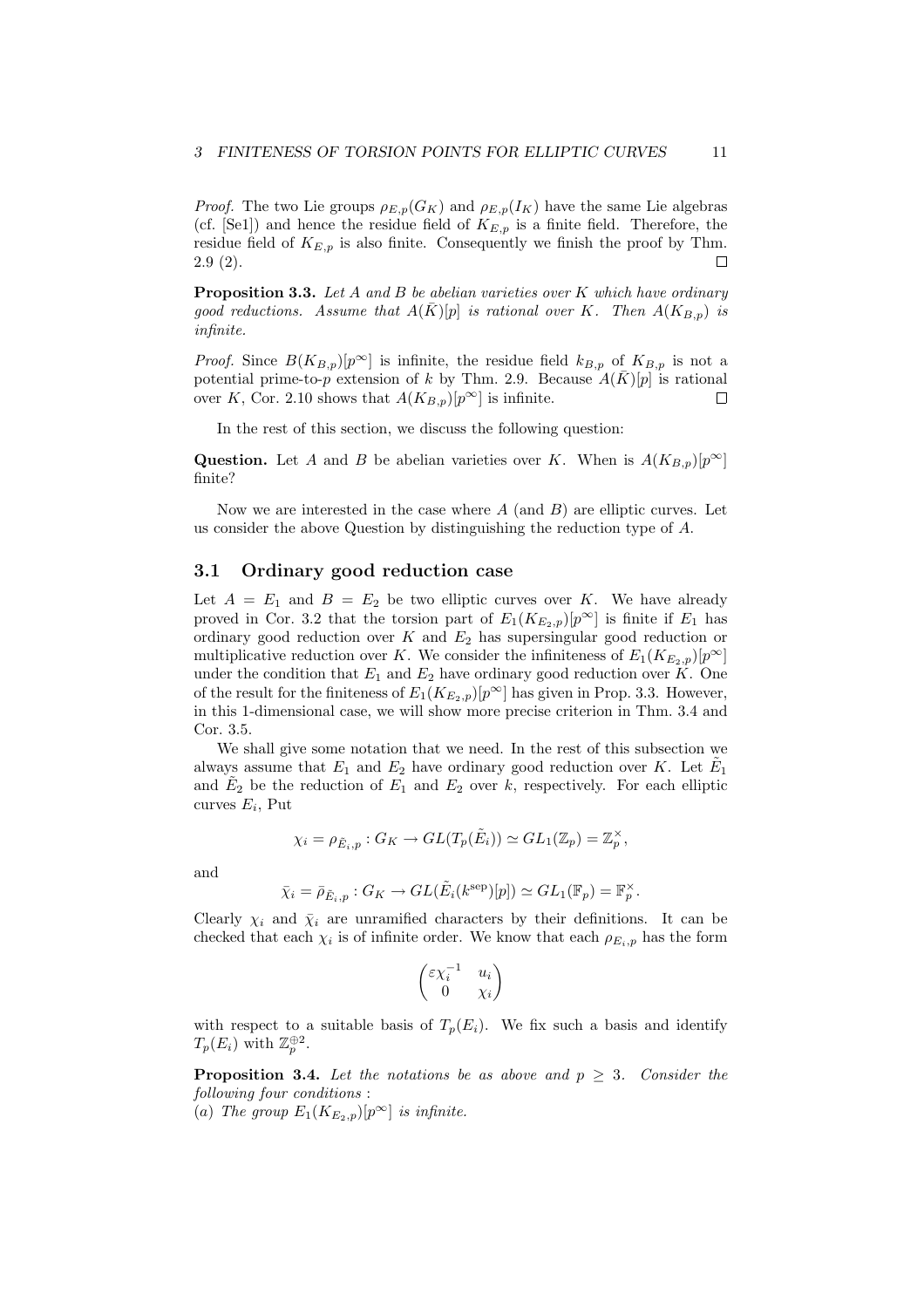*Proof.* The two Lie groups $\rho_{E,p}(G_K)$ and $\rho_{E,p}(I_K)$ have the same Lie algebras (cf. [Se1]) and hence the residue field of $K_{E,p}$ is a finite field. Therefore, the residue field of $K_{E,p}$ is also finite. Consequently we finish the proof by Thm. 2.9 (2). $\square$

**Proposition 3.3.** *Let $A$ and $B$ be abelian varieties over $K$ which have ordinary good reductions. Assume that $A(\bar{K})[p]$ is rational over $K$. Then $A(K_{B,p})$ is infinite.*

*Proof.* Since $B(K_{B,p})[p^\infty]$ is infinite, the residue field $k_{B,p}$ of $K_{B,p}$ is not a potential prime-to-$p$ extension of $k$ by Thm. 2.9. Because $A(\bar{K})[p]$ is rational over $K$, Cor. 2.10 shows that $A(K_{B,p})[p^\infty]$ is infinite. $\square$

In the rest of this section, we discuss the following question:

**Question.** Let $A$ and $B$ be abelian varieties over $K$. When is $A(K_{B,p})[p^\infty]$ finite?

Now we are interested in the case where $A$ (and $B$) are elliptic curves. Let us consider the above Question by distinguishing the reduction type of $A$.

## 3.1 Ordinary good reduction case

Let $A = E_1$ and $B = E_2$ be two elliptic curves over $K$. We have already proved in Cor. 3.2 that the torsion part of $E_1(K_{E_2,p})[p^\infty]$ is finite if $E_1$ has ordinary good reduction over $K$ and $E_2$ has supersingular good reduction or multiplicative reduction over $K$. We consider the infiniteness of $E_1(K_{E_2,p})[p^\infty]$ under the condition that $E_1$ and $E_2$ have ordinary good reduction over $K$. One of the result for the finiteness of $E_1(K_{E_2,p})[p^\infty]$ has given in Prop. 3.3. However, in this 1-dimensional case, we will show more precise criterion in Thm. 3.4 and Cor. 3.5.

We shall give some notation that we need. In the rest of this subsection we always assume that $E_1$ and $E_2$ have ordinary good reduction over $K$. Let $\tilde{E}_1$ and $\tilde{E}_2$ be the reduction of $E_1$ and $E_2$ over $k$, respectively. For each elliptic curves $E_i$, Put

$$\chi_i = \rho_{\tilde{E}_i,p} : G_K \to GL(T_p(\tilde{E}_i)) \simeq GL_1(\mathbb{Z}_p) = \mathbb{Z}_p^\times,$$

and

$$\bar{\chi}_i = \bar{\rho}_{\tilde{E}_i,p} : G_K \to GL(\tilde{E}_i(k^{\mathrm{sep}})[p]) \simeq GL_1(\mathbb{F}_p) = \mathbb{F}_p^\times.$$

Clearly $\chi_i$ and $\bar{\chi}_i$ are unramified characters by their definitions. It can be checked that each $\chi_i$ is of infinite order. We know that each $\rho_{E_i,p}$ has the form

$$\begin{pmatrix} \varepsilon\chi_i^{-1} & u_i \\ 0 & \chi_i \end{pmatrix}$$

with respect to a suitable basis of $T_p(E_i)$. We fix such a basis and identify $T_p(E_i)$ with $\mathbb{Z}_p^{\oplus 2}$.

**Proposition 3.4.** *Let the notations be as above and $p \geq 3$. Consider the following four conditions :*
*(a) The group $E_1(K_{E_2,p})[p^\infty]$ is infinite.*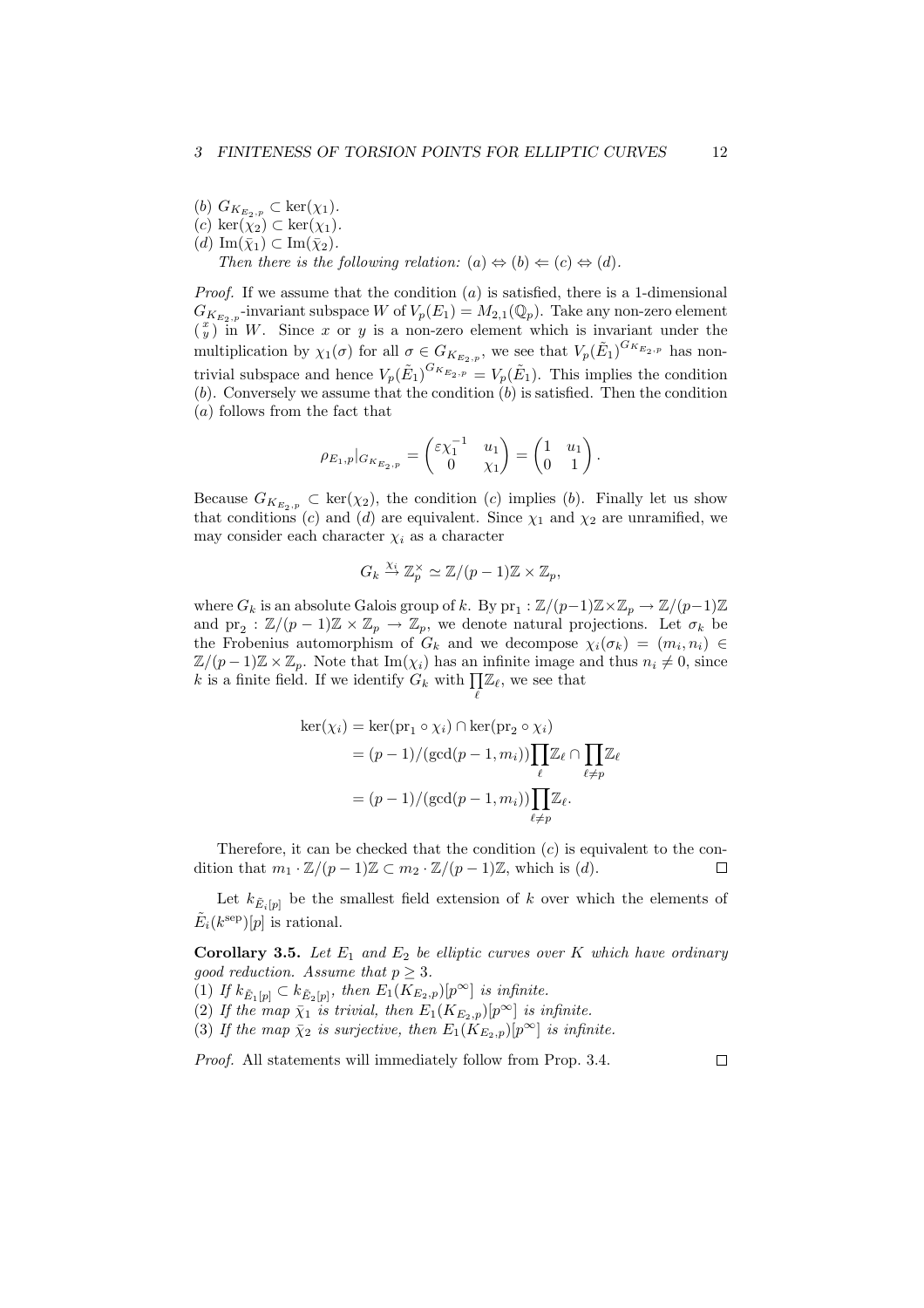(b) $G_{K_{E_2,p}} \subset \ker(\chi_1)$.
(c) $\ker(\chi_2) \subset \ker(\chi_1)$.
(d) $\mathrm{Im}(\bar{\chi}_1) \subset \mathrm{Im}(\bar{\chi}_2)$.

*Then there is the following relation: (a) $\Leftrightarrow$ (b) $\Leftarrow$ (c) $\Leftrightarrow$ (d).*

*Proof.* If we assume that the condition (a) is satisfied, there is a 1-dimensional $G_{K_{E_2,p}}$-invariant subspace $W$ of $V_p(E_1) = M_{2,1}(\mathbb{Q}_p)$. Take any non-zero element $\binom{x}{y}$ in $W$. Since $x$ or $y$ is a non-zero element which is invariant under the multiplication by $\chi_1(\sigma)$ for all $\sigma \in G_{K_{E_2,p}}$, we see that $V_p(\tilde{E}_1)^{G_{K_{E_2,p}}}$ has non-trivial subspace and hence $V_p(\tilde{E}_1)^{G_{K_{E_2,p}}} = V_p(\tilde{E}_1)$. This implies the condition (b). Conversely we assume that the condition (b) is satisfied. Then the condition (a) follows from the fact that

$$\rho_{E_1,p}|_{G_{K_{E_2,p}}} = \begin{pmatrix} \varepsilon\chi_1^{-1} & u_1 \\ 0 & \chi_1 \end{pmatrix} = \begin{pmatrix} 1 & u_1 \\ 0 & 1 \end{pmatrix}.$$

Because $G_{K_{E_2,p}} \subset \ker(\chi_2)$, the condition (c) implies (b). Finally let us show that conditions (c) and (d) are equivalent. Since $\chi_1$ and $\chi_2$ are unramified, we may consider each character $\chi_i$ as a character

$$G_k \xrightarrow{\chi_i} \mathbb{Z}_p^\times \simeq \mathbb{Z}/(p-1)\mathbb{Z} \times \mathbb{Z}_p,$$

where $G_k$ is an absolute Galois group of $k$. By $\mathrm{pr}_1 : \mathbb{Z}/(p-1)\mathbb{Z} \times \mathbb{Z}_p \to \mathbb{Z}/(p-1)\mathbb{Z}$ and $\mathrm{pr}_2 : \mathbb{Z}/(p-1)\mathbb{Z} \times \mathbb{Z}_p \to \mathbb{Z}_p$, we denote natural projections. Let $\sigma_k$ be the Frobenius automorphism of $G_k$ and we decompose $\chi_i(\sigma_k) = (m_i, n_i) \in \mathbb{Z}/(p-1)\mathbb{Z} \times \mathbb{Z}_p$. Note that $\mathrm{Im}(\chi_i)$ has an infinite image and thus $n_i \neq 0$, since $k$ is a finite field. If we identify $G_k$ with $\prod_\ell \mathbb{Z}_\ell$, we see that

$$\begin{aligned}
\ker(\chi_i) &= \ker(\mathrm{pr}_1 \circ \chi_i) \cap \ker(\mathrm{pr}_2 \circ \chi_i) \\
&= (p-1)/(\gcd(p-1, m_i)) \prod_\ell \mathbb{Z}_\ell \cap \prod_{\ell \neq p} \mathbb{Z}_\ell \\
&= (p-1)/(\gcd(p-1, m_i)) \prod_{\ell \neq p} \mathbb{Z}_\ell.
\end{aligned}$$

Therefore, it can be checked that the condition (c) is equivalent to the condition that $m_1 \cdot \mathbb{Z}/(p-1)\mathbb{Z} \subset m_2 \cdot \mathbb{Z}/(p-1)\mathbb{Z}$, which is (d). $\square$

Let $k_{\tilde{E}_i[p]}$ be the smallest field extension of $k$ over which the elements of $\tilde{E}_i(k^{\mathrm{sep}})[p]$ is rational.

**Corollary 3.5.** *Let $E_1$ and $E_2$ be elliptic curves over $K$ which have ordinary good reduction. Assume that $p \geq 3$.*
*(1) If $k_{\tilde{E}_1[p]} \subset k_{\tilde{E}_2[p]}$, then $E_1(K_{E_2,p})[p^\infty]$ is infinite.*
*(2) If the map $\bar{\chi}_1$ is trivial, then $E_1(K_{E_2,p})[p^\infty]$ is infinite.*
*(3) If the map $\bar{\chi}_2$ is surjective, then $E_1(K_{E_2,p})[p^\infty]$ is infinite.*

*Proof.* All statements will immediately follow from Prop. 3.4. $\square$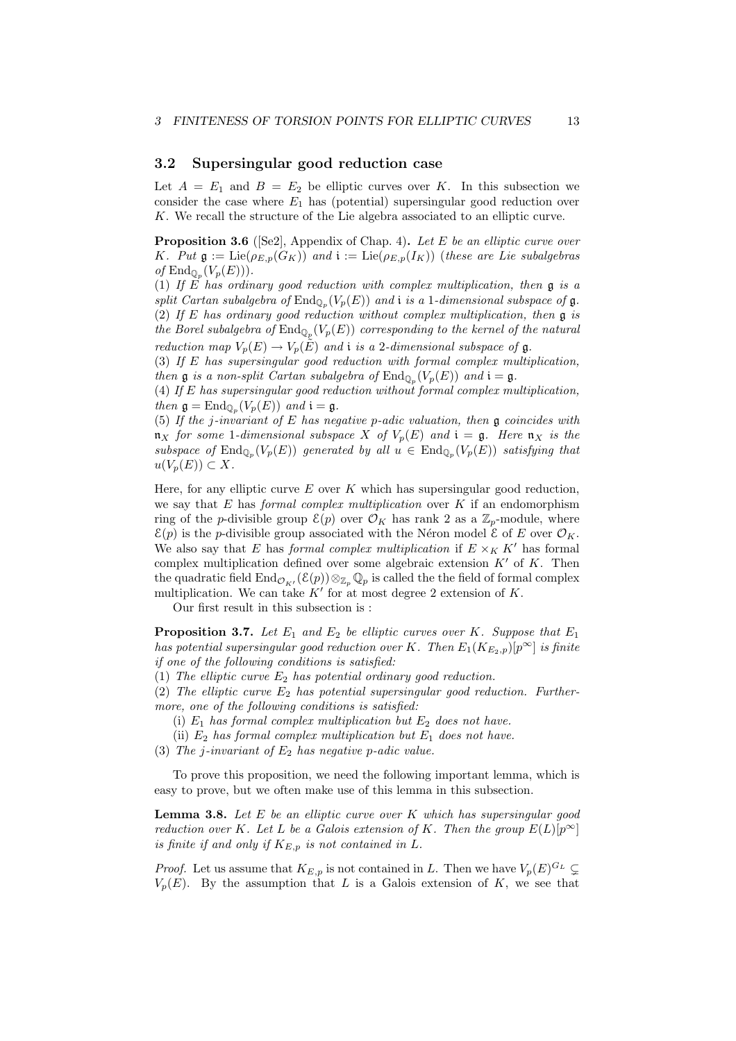## 3.2 Supersingular good reduction case

Let $A = E_1$ and $B = E_2$ be elliptic curves over $K$. In this subsection we consider the case where $E_1$ has (potential) supersingular good reduction over $K$. We recall the structure of the Lie algebra associated to an elliptic curve.

**Proposition 3.6** ([Se2], Appendix of Chap. 4)**.** *Let $E$ be an elliptic curve over $K$. Put $\mathfrak{g} := \mathrm{Lie}(\rho_{E,p}(G_K))$ and $\mathfrak{i} := \mathrm{Lie}(\rho_{E,p}(I_K))$ (these are Lie subalgebras of $\mathrm{End}_{\mathbb{Q}_p}(V_p(E))$).*

*(1) If $E$ has ordinary good reduction with complex multiplication, then $\mathfrak{g}$ is a split Cartan subalgebra of $\mathrm{End}_{\mathbb{Q}_p}(V_p(E))$ and $\mathfrak{i}$ is a 1-dimensional subspace of $\mathfrak{g}$.*

*(2) If $E$ has ordinary good reduction without complex multiplication, then $\mathfrak{g}$ is the Borel subalgebra of $\mathrm{End}_{\mathbb{Q}_p}(V_p(E))$ corresponding to the kernel of the natural reduction map $V_p(E) \to V_p(\tilde{E})$ and $\mathfrak{i}$ is a 2-dimensional subspace of $\mathfrak{g}$.*

*(3) If $E$ has supersingular good reduction with formal complex multiplication, then $\mathfrak{g}$ is a non-split Cartan subalgebra of $\mathrm{End}_{\mathbb{Q}_p}(V_p(E))$ and $\mathfrak{i} = \mathfrak{g}$.*

*(4) If $E$ has supersingular good reduction without formal complex multiplication, then $\mathfrak{g} = \mathrm{End}_{\mathbb{Q}_p}(V_p(E))$ and $\mathfrak{i} = \mathfrak{g}$.*

*(5) If the $j$-invariant of $E$ has negative $p$-adic valuation, then $\mathfrak{g}$ coincides with $\mathfrak{n}_X$ for some 1-dimensional subspace $X$ of $V_p(E)$ and $\mathfrak{i} = \mathfrak{g}$. Here $\mathfrak{n}_X$ is the subspace of $\mathrm{End}_{\mathbb{Q}_p}(V_p(E))$ generated by all $u \in \mathrm{End}_{\mathbb{Q}_p}(V_p(E))$ satisfying that $u(V_p(E)) \subset X$.*

Here, for any elliptic curve $E$ over $K$ which has supersingular good reduction, we say that $E$ has *formal complex multiplication* over $K$ if an endomorphism ring of the $p$-divisible group $\mathcal{E}(p)$ over $\mathcal{O}_K$ has rank 2 as a $\mathbb{Z}_p$-module, where $\mathcal{E}(p)$ is the $p$-divisible group associated with the Néron model $\mathcal{E}$ of $E$ over $\mathcal{O}_K$. We also say that $E$ has *formal complex multiplication* if $E \times_K K'$ has formal complex multiplication defined over some algebraic extension $K'$ of $K$. Then the quadratic field $\mathrm{End}_{\mathcal{O}_{K'}}(\mathcal{E}(p)) \otimes_{\mathbb{Z}_p} \mathbb{Q}_p$ is called the the field of formal complex multiplication. We can take $K'$ for at most degree 2 extension of $K$.

Our first result in this subsection is :

**Proposition 3.7.** *Let $E_1$ and $E_2$ be elliptic curves over $K$. Suppose that $E_1$ has potential supersingular good reduction over $K$. Then $E_1(K_{E_2,p})[p^\infty]$ is finite if one of the following conditions is satisfied:*

*(1) The elliptic curve $E_2$ has potential ordinary good reduction.*

*(2) The elliptic curve $E_2$ has potential supersingular good reduction. Furthermore, one of the following conditions is satisfied:*

*(i) $E_1$ has formal complex multiplication but $E_2$ does not have.*

*(ii) $E_2$ has formal complex multiplication but $E_1$ does not have.*

*(3) The $j$-invariant of $E_2$ has negative $p$-adic value.*

To prove this proposition, we need the following important lemma, which is easy to prove, but we often make use of this lemma in this subsection.

**Lemma 3.8.** *Let $E$ be an elliptic curve over $K$ which has supersingular good reduction over $K$. Let $L$ be a Galois extension of $K$. Then the group $E(L)[p^\infty]$ is finite if and only if $K_{E,p}$ is not contained in $L$.*

*Proof.* Let us assume that $K_{E,p}$ is not contained in $L$. Then we have $V_p(E)^{G_L} \subsetneq V_p(E)$. By the assumption that $L$ is a Galois extension of $K$, we see that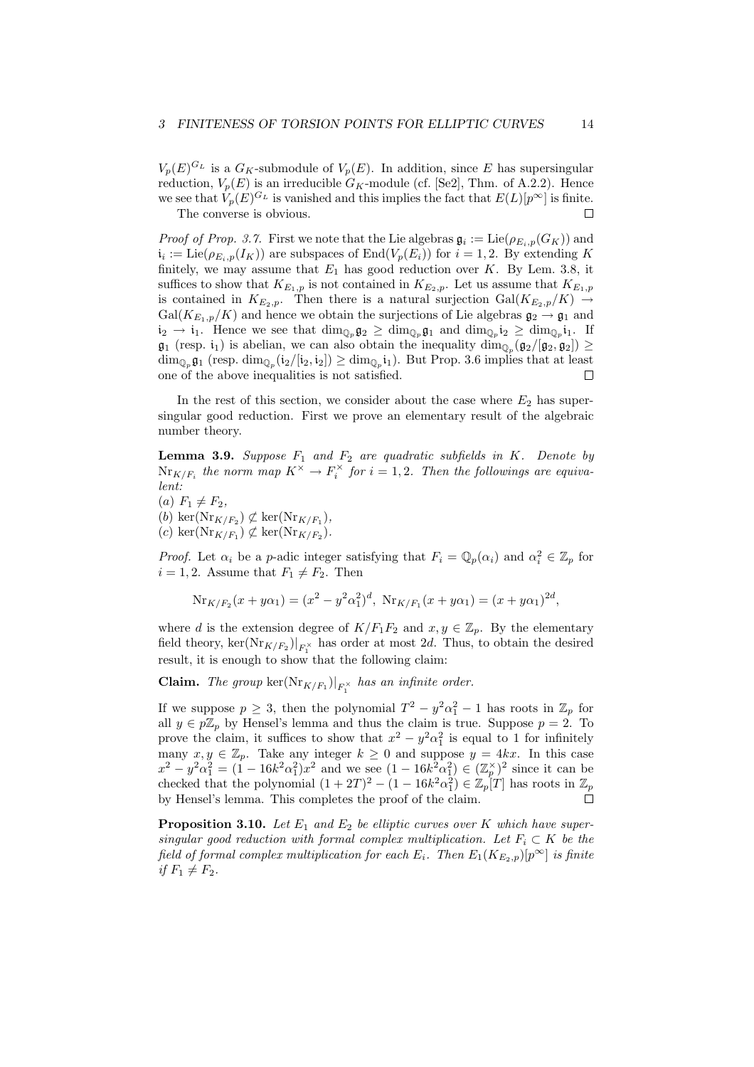$V_p(E)^{G_L}$ is a $G_K$-submodule of $V_p(E)$. In addition, since $E$ has supersingular reduction, $V_p(E)$ is an irreducible $G_K$-module (cf. [Se2], Thm. of A.2.2). Hence we see that $V_p(E)^{G_L}$ is vanished and this implies the fact that $E(L)[p^\infty]$ is finite.

The converse is obvious. $\square$

*Proof of Prop. 3.7.* First we note that the Lie algebras $\mathfrak{g}_i := \mathrm{Lie}(\rho_{E_i,p}(G_K))$ and $\mathfrak{i}_i := \mathrm{Lie}(\rho_{E_i,p}(I_K))$ are subspaces of $\mathrm{End}(V_p(E_i))$ for $i = 1, 2$. By extending $K$ finitely, we may assume that $E_1$ has good reduction over $K$. By Lem. 3.8, it suffices to show that $K_{E_1,p}$ is not contained in $K_{E_2,p}$. Let us assume that $K_{E_1,p}$ is contained in $K_{E_2,p}$. Then there is a natural surjection $\mathrm{Gal}(K_{E_2,p}/K) \to \mathrm{Gal}(K_{E_1,p}/K)$ and hence we obtain the surjections of Lie algebras $\mathfrak{g}_2 \to \mathfrak{g}_1$ and $\mathfrak{i}_2 \to \mathfrak{i}_1$. Hence we see that $\dim_{\mathbb{Q}_p} \mathfrak{g}_2 \geq \dim_{\mathbb{Q}_p} \mathfrak{g}_1$ and $\dim_{\mathbb{Q}_p} \mathfrak{i}_2 \geq \dim_{\mathbb{Q}_p} \mathfrak{i}_1$. If $\mathfrak{g}_1$ (resp. $\mathfrak{i}_1$) is abelian, we can also obtain the inequality $\dim_{\mathbb{Q}_p}(\mathfrak{g}_2/[\mathfrak{g}_2, \mathfrak{g}_2]) \geq \dim_{\mathbb{Q}_p} \mathfrak{g}_1$ (resp. $\dim_{\mathbb{Q}_p}(\mathfrak{i}_2/[\mathfrak{i}_2, \mathfrak{i}_2]) \geq \dim_{\mathbb{Q}_p} \mathfrak{i}_1$). But Prop. 3.6 implies that at least one of the above inequalities is not satisfied. $\square$

In the rest of this section, we consider about the case where $E_2$ has supersingular good reduction. First we prove an elementary result of the algebraic number theory.

**Lemma 3.9.** *Suppose $F_1$ and $F_2$ are quadratic subfields in $K$. Denote by $\mathrm{Nr}_{K/F_i}$ the norm map $K^\times \to F_i^\times$ for $i = 1, 2$. Then the followings are equivalent:*

(*a*) $F_1 \neq F_2$,

(*b*) $\ker(\mathrm{Nr}_{K/F_2}) \not\subset \ker(\mathrm{Nr}_{K/F_1})$,

(*c*) $\ker(\mathrm{Nr}_{K/F_1}) \not\subset \ker(\mathrm{Nr}_{K/F_2})$.

*Proof.* Let $\alpha_i$ be a $p$-adic integer satisfying that $F_i = \mathbb{Q}_p(\alpha_i)$ and $\alpha_i^2 \in \mathbb{Z}_p$ for $i = 1, 2$. Assume that $F_1 \neq F_2$. Then

$$\mathrm{Nr}_{K/F_2}(x + y\alpha_1) = (x^2 - y^2\alpha_1^2)^d, \ \mathrm{Nr}_{K/F_1}(x + y\alpha_1) = (x + y\alpha_1)^{2d},$$

where $d$ is the extension degree of $K/F_1F_2$ and $x, y \in \mathbb{Z}_p$. By the elementary field theory, $\ker(\mathrm{Nr}_{K/F_2})|_{F_1^\times}$ has order at most $2d$. Thus, to obtain the desired result, it is enough to show that the following claim:

**Claim.** *The group $\ker(\mathrm{Nr}_{K/F_1})|_{F_1^\times}$ has an infinite order.*

If we suppose $p \geq 3$, then the polynomial $T^2 - y^2\alpha_1^2 - 1$ has roots in $\mathbb{Z}_p$ for all $y \in p\mathbb{Z}_p$ by Hensel's lemma and thus the claim is true. Suppose $p = 2$. To prove the claim, it suffices to show that $x^2 - y^2\alpha_1^2$ is equal to 1 for infinitely many $x, y \in \mathbb{Z}_p$. Take any integer $k \geq 0$ and suppose $y = 4kx$. In this case $x^2 - y^2\alpha_1^2 = (1 - 16k^2\alpha_1^2)x^2$ and we see $(1 - 16k^2\alpha_1^2) \in (\mathbb{Z}_p^\times)^2$ since it can be checked that the polynomial $(1 + 2T)^2 - (1 - 16k^2\alpha_1^2) \in \mathbb{Z}_p[T]$ has roots in $\mathbb{Z}_p$ by Hensel's lemma. This completes the proof of the claim. $\square$

**Proposition 3.10.** *Let $E_1$ and $E_2$ be elliptic curves over $K$ which have supersingular good reduction with formal complex multiplication. Let $F_i \subset K$ be the field of formal complex multiplication for each $E_i$. Then $E_1(K_{E_2,p})[p^\infty]$ is finite if $F_1 \neq F_2$.*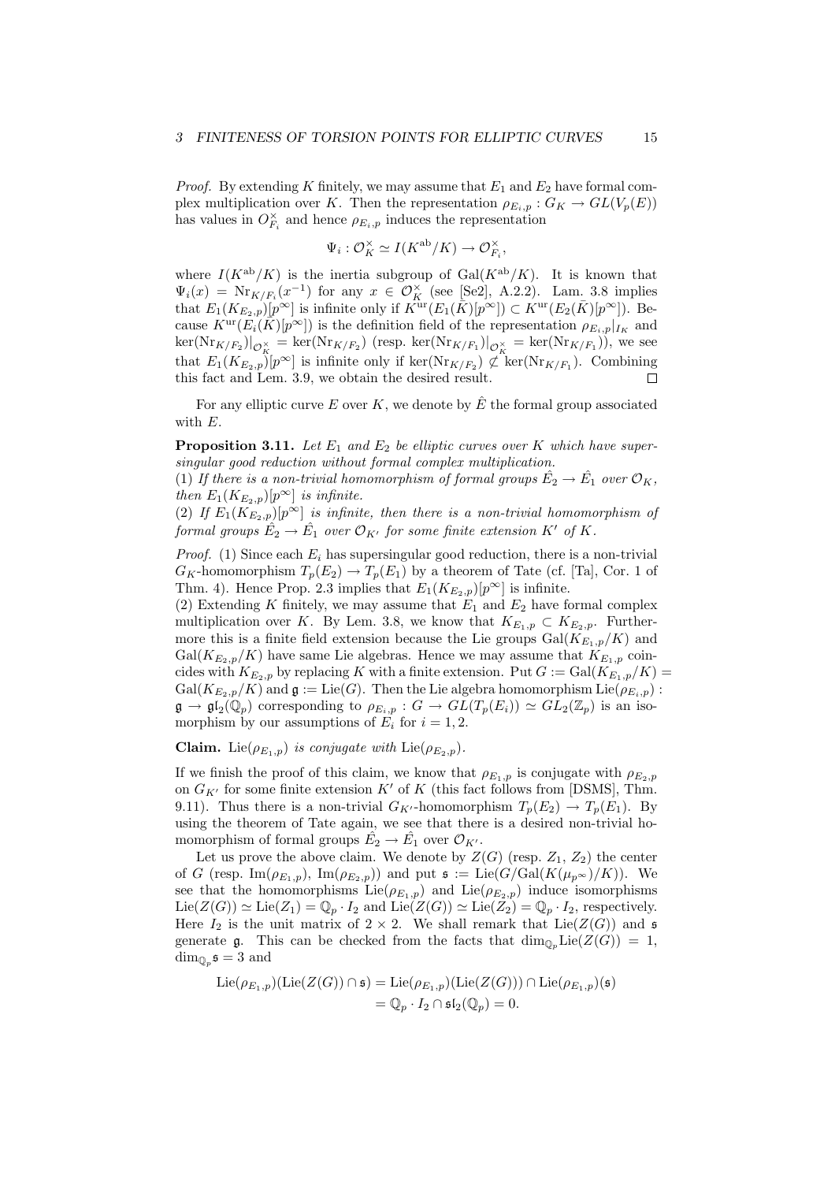*Proof.* By extending $K$ finitely, we may assume that $E_1$ and $E_2$ have formal complex multiplication over $K$. Then the representation $\rho_{E_i,p} : G_K \to GL(V_p(E))$ has values in $O_{F_i}^\times$ and hence $\rho_{E_i,p}$ induces the representation

$$\Psi_i : \mathcal{O}_K^\times \simeq I(K^{\mathrm{ab}}/K) \to \mathcal{O}_{F_i}^\times,$$

where $I(K^{\mathrm{ab}}/K)$ is the inertia subgroup of $\mathrm{Gal}(K^{\mathrm{ab}}/K)$. It is known that $\Psi_i(x) = \mathrm{Nr}_{K/F_i}(x^{-1})$ for any $x \in \mathcal{O}_K^\times$ (see [Se2], A.2.2). Lam. 3.8 implies that $E_1(K_{E_2,p})[p^\infty]$ is infinite only if $K^{\mathrm{ur}}(E_1(\bar{K})[p^\infty]) \subset K^{\mathrm{ur}}(E_2(\bar{K})[p^\infty])$. Because $K^{\mathrm{ur}}(E_i(\bar{K})[p^\infty])$ is the definition field of the representation $\rho_{E_i,p}|_{I_K}$ and $\ker(\mathrm{Nr}_{K/F_2})|_{\mathcal{O}_K^\times} = \ker(\mathrm{Nr}_{K/F_2})$ (resp. $\ker(\mathrm{Nr}_{K/F_1})|_{\mathcal{O}_K^\times} = \ker(\mathrm{Nr}_{K/F_1})$), we see that $E_1(K_{E_2,p})[p^\infty]$ is infinite only if $\ker(\mathrm{Nr}_{K/F_2}) \not\subset \ker(\mathrm{Nr}_{K/F_1})$. Combining this fact and Lem. 3.9, we obtain the desired result. $\square$

For any elliptic curve $E$ over $K$, we denote by $\hat{E}$ the formal group associated with $E$.

**Proposition 3.11.** *Let $E_1$ and $E_2$ be elliptic curves over $K$ which have supersingular good reduction without formal complex multiplication.*
*(1) If there is a non-trivial homomorphism of formal groups $\hat{E}_2 \to \hat{E}_1$ over $\mathcal{O}_K$, then $E_1(K_{E_2,p})[p^\infty]$ is infinite.*
*(2) If $E_1(K_{E_2,p})[p^\infty]$ is infinite, then there is a non-trivial homomorphism of formal groups $\hat{E}_2 \to \hat{E}_1$ over $\mathcal{O}_{K'}$ for some finite extension $K'$ of $K$.*

*Proof.* (1) Since each $E_i$ has supersingular good reduction, there is a non-trivial $G_K$-homomorphism $T_p(E_2) \to T_p(E_1)$ by a theorem of Tate (cf. [Ta], Cor. 1 of Thm. 4). Hence Prop. 2.3 implies that $E_1(K_{E_2,p})[p^\infty]$ is infinite.
(2) Extending $K$ finitely, we may assume that $E_1$ and $E_2$ have formal complex multiplication over $K$. By Lem. 3.8, we know that $K_{E_1,p} \subset K_{E_2,p}$. Furthermore this is a finite field extension because the Lie groups $\mathrm{Gal}(K_{E_1,p}/K)$ and $\mathrm{Gal}(K_{E_2,p}/K)$ have same Lie algebras. Hence we may assume that $K_{E_1,p}$ coincides with $K_{E_2,p}$ by replacing $K$ with a finite extension. Put $G := \mathrm{Gal}(K_{E_1,p}/K) = \mathrm{Gal}(K_{E_2,p}/K)$ and $\mathfrak{g} := \mathrm{Lie}(G)$. Then the Lie algebra homomorphism $\mathrm{Lie}(\rho_{E_i,p}) : \mathfrak{g} \to \mathfrak{gl}_2(\mathbb{Q}_p)$ corresponding to $\rho_{E_i,p} : G \to GL(T_p(E_i)) \simeq GL_2(\mathbb{Z}_p)$ is an isomorphism by our assumptions of $E_i$ for $i = 1, 2$.

**Claim.** $\mathrm{Lie}(\rho_{E_1,p})$ *is conjugate with* $\mathrm{Lie}(\rho_{E_2,p})$.

If we finish the proof of this claim, we know that $\rho_{E_1,p}$ is conjugate with $\rho_{E_2,p}$ on $G_{K'}$ for some finite extension $K'$ of $K$ (this fact follows from [DSMS], Thm. 9.11). Thus there is a non-trivial $G_{K'}$-homomorphism $T_p(E_2) \to T_p(E_1)$. By using the theorem of Tate again, we see that there is a desired non-trivial homomorphism of formal groups $\hat{E}_2 \to \hat{E}_1$ over $\mathcal{O}_{K'}$.

Let us prove the above claim. We denote by $Z(G)$ (resp. $Z_1$, $Z_2$) the center of $G$ (resp. $\mathrm{Im}(\rho_{E_1,p})$, $\mathrm{Im}(\rho_{E_2,p})$) and put $\mathfrak{s} := \mathrm{Lie}(G/\mathrm{Gal}(K(\mu_{p^\infty})/K))$. We see that the homomorphisms $\mathrm{Lie}(\rho_{E_1,p})$ and $\mathrm{Lie}(\rho_{E_2,p})$ induce isomorphisms $\mathrm{Lie}(Z(G)) \simeq \mathrm{Lie}(Z_1) = \mathbb{Q}_p \cdot I_2$ and $\mathrm{Lie}(Z(G)) \simeq \mathrm{Lie}(Z_2) = \mathbb{Q}_p \cdot I_2$, respectively. Here $I_2$ is the unit matrix of $2 \times 2$. We shall remark that $\mathrm{Lie}(Z(G))$ and $\mathfrak{s}$ generate $\mathfrak{g}$. This can be checked from the facts that $\dim_{\mathbb{Q}_p} \mathrm{Lie}(Z(G)) = 1$, $\dim_{\mathbb{Q}_p} \mathfrak{s} = 3$ and

$$\begin{aligned}
\mathrm{Lie}(\rho_{E_1,p})(\mathrm{Lie}(Z(G)) \cap \mathfrak{s}) &= \mathrm{Lie}(\rho_{E_1,p})(\mathrm{Lie}(Z(G))) \cap \mathrm{Lie}(\rho_{E_1,p})(\mathfrak{s}) \\
&= \mathbb{Q}_p \cdot I_2 \cap \mathfrak{sl}_2(\mathbb{Q}_p) = 0.
\end{aligned}$$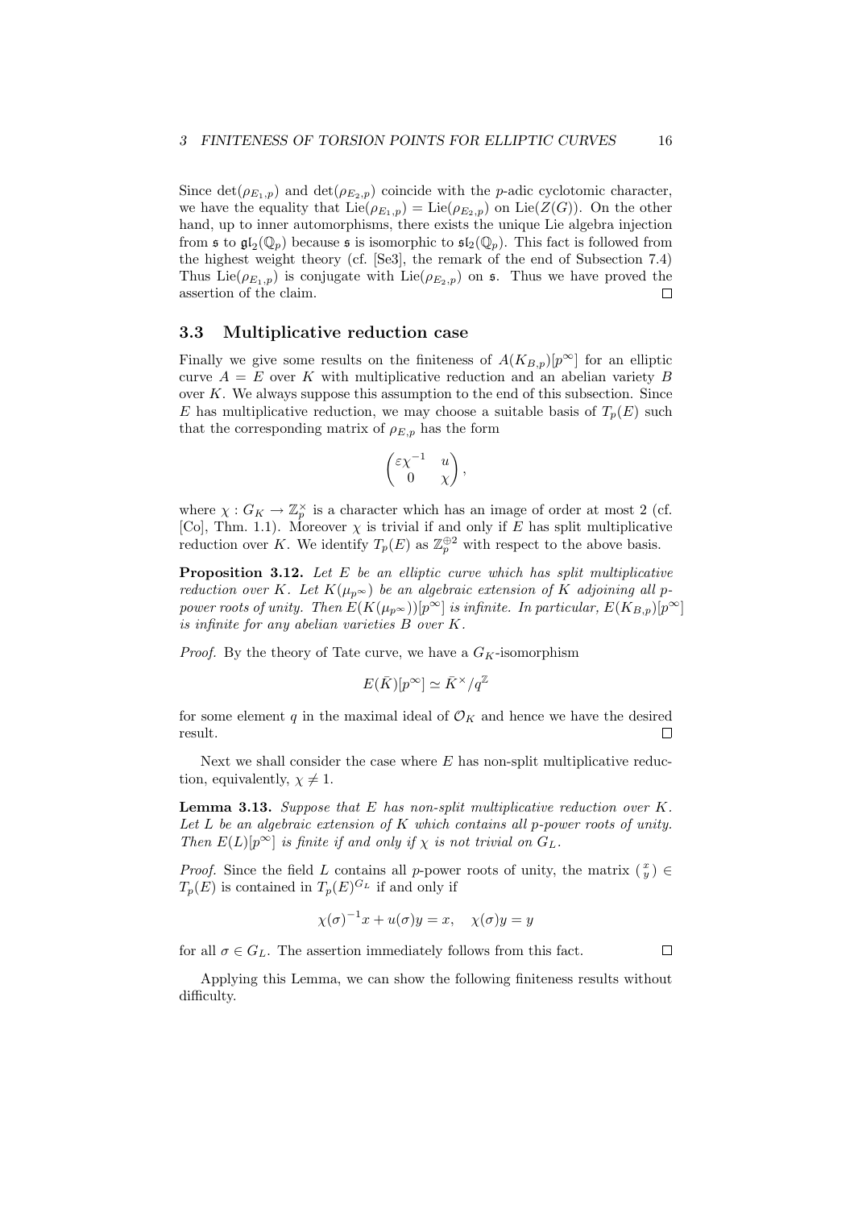Since $\det(\rho_{E_1,p})$ and $\det(\rho_{E_2,p})$ coincide with the $p$-adic cyclotomic character, we have the equality that $\mathrm{Lie}(\rho_{E_1,p}) = \mathrm{Lie}(\rho_{E_2,p})$ on $\mathrm{Lie}(Z(G))$. On the other hand, up to inner automorphisms, there exists the unique Lie algebra injection from $\mathfrak{s}$ to $\mathfrak{gl}_2(\mathbb{Q}_p)$ because $\mathfrak{s}$ is isomorphic to $\mathfrak{sl}_2(\mathbb{Q}_p)$. This fact is followed from the highest weight theory (cf. [Se3], the remark of the end of Subsection 7.4) Thus $\mathrm{Lie}(\rho_{E_1,p})$ is conjugate with $\mathrm{Lie}(\rho_{E_2,p})$ on $\mathfrak{s}$. Thus we have proved the assertion of the claim. $\square$

### 3.3 Multiplicative reduction case

Finally we give some results on the finiteness of $A(K_{B,p})[p^\infty]$ for an elliptic curve $A = E$ over $K$ with multiplicative reduction and an abelian variety $B$ over $K$. We always suppose this assumption to the end of this subsection. Since $E$ has multiplicative reduction, we may choose a suitable basis of $T_p(E)$ such that the corresponding matrix of $\rho_{E,p}$ has the form

$$\begin{pmatrix} \varepsilon\chi^{-1} & u \\ 0 & \chi \end{pmatrix},$$

where $\chi : G_K \to \mathbb{Z}_p^\times$ is a character which has an image of order at most 2 (cf. [Co], Thm. 1.1). Moreover $\chi$ is trivial if and only if $E$ has split multiplicative reduction over $K$. We identify $T_p(E)$ as $\mathbb{Z}_p^{\oplus 2}$ with respect to the above basis.

**Proposition 3.12.** *Let $E$ be an elliptic curve which has split multiplicative reduction over $K$. Let $K(\mu_{p^\infty})$ be an algebraic extension of $K$ adjoining all $p$-power roots of unity. Then $E(K(\mu_{p^\infty}))[p^\infty]$ is infinite. In particular, $E(K_{B,p})[p^\infty]$ is infinite for any abelian varieties $B$ over $K$.*

*Proof.* By the theory of Tate curve, we have a $G_K$-isomorphism

$$E(\bar{K})[p^\infty] \simeq \bar{K}^\times / q^{\mathbb{Z}}$$

for some element $q$ in the maximal ideal of $\mathcal{O}_K$ and hence we have the desired result. $\square$

Next we shall consider the case where $E$ has non-split multiplicative reduction, equivalently, $\chi \neq 1$.

**Lemma 3.13.** *Suppose that $E$ has non-split multiplicative reduction over $K$. Let $L$ be an algebraic extension of $K$ which contains all $p$-power roots of unity. Then $E(L)[p^\infty]$ is finite if and only if $\chi$ is not trivial on $G_L$.*

*Proof.* Since the field $L$ contains all $p$-power roots of unity, the matrix $\binom{x}{y} \in T_p(E)$ is contained in $T_p(E)^{G_L}$ if and only if

$$\chi(\sigma)^{-1}x + u(\sigma)y = x, \quad \chi(\sigma)y = y$$

for all $\sigma \in G_L$. The assertion immediately follows from this fact. $\square$

Applying this Lemma, we can show the following finiteness results without difficulty.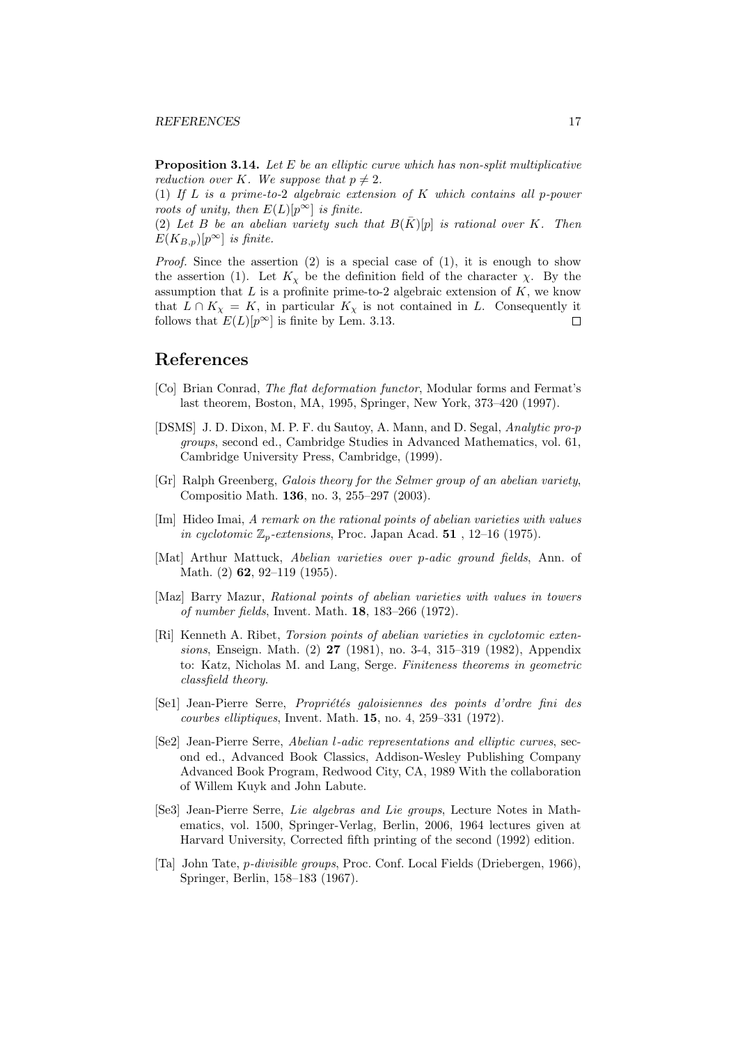**Proposition 3.14.** *Let $E$ be an elliptic curve which has non-split multiplicative reduction over $K$. We suppose that $p \neq 2$.*

*(1) If $L$ is a prime-to-2 algebraic extension of $K$ which contains all $p$-power roots of unity, then $E(L)[p^\infty]$ is finite.*

*(2) Let $B$ be an abelian variety such that $B(\bar{K})[p]$ is rational over $K$. Then $E(K_{B,p})[p^\infty]$ is finite.*

*Proof.* Since the assertion (2) is a special case of (1), it is enough to show the assertion (1). Let $K_\chi$ be the definition field of the character $\chi$. By the assumption that $L$ is a profinite prime-to-2 algebraic extension of $K$, we know that $L \cap K_\chi = K$, in particular $K_\chi$ is not contained in $L$. Consequently it follows that $E(L)[p^\infty]$ is finite by Lem. 3.13. $\square$

# References

[Co] Brian Conrad, *The flat deformation functor*, Modular forms and Fermat's last theorem, Boston, MA, 1995, Springer, New York, 373–420 (1997).

[DSMS] J. D. Dixon, M. P. F. du Sautoy, A. Mann, and D. Segal, *Analytic pro-p groups*, second ed., Cambridge Studies in Advanced Mathematics, vol. 61, Cambridge University Press, Cambridge, (1999).

[Gr] Ralph Greenberg, *Galois theory for the Selmer group of an abelian variety*, Compositio Math. **136**, no. 3, 255–297 (2003).

[Im] Hideo Imai, *A remark on the rational points of abelian varieties with values in cyclotomic $\mathbb{Z}_p$-extensions*, Proc. Japan Acad. **51** , 12–16 (1975).

[Mat] Arthur Mattuck, *Abelian varieties over p-adic ground fields*, Ann. of Math. (2) **62**, 92–119 (1955).

[Maz] Barry Mazur, *Rational points of abelian varieties with values in towers of number fields*, Invent. Math. **18**, 183–266 (1972).

[Ri] Kenneth A. Ribet, *Torsion points of abelian varieties in cyclotomic extensions*, Enseign. Math. (2) **27** (1981), no. 3-4, 315–319 (1982), Appendix to: Katz, Nicholas M. and Lang, Serge. *Finiteness theorems in geometric classfield theory*.

[Se1] Jean-Pierre Serre, *Propriétés galoisiennes des points d'ordre fini des courbes elliptiques*, Invent. Math. **15**, no. 4, 259–331 (1972).

[Se2] Jean-Pierre Serre, *Abelian l-adic representations and elliptic curves*, second ed., Advanced Book Classics, Addison-Wesley Publishing Company Advanced Book Program, Redwood City, CA, 1989 With the collaboration of Willem Kuyk and John Labute.

[Se3] Jean-Pierre Serre, *Lie algebras and Lie groups*, Lecture Notes in Mathematics, vol. 1500, Springer-Verlag, Berlin, 2006, 1964 lectures given at Harvard University, Corrected fifth printing of the second (1992) edition.

[Ta] John Tate, *p-divisible groups*, Proc. Conf. Local Fields (Driebergen, 1966), Springer, Berlin, 158–183 (1967).